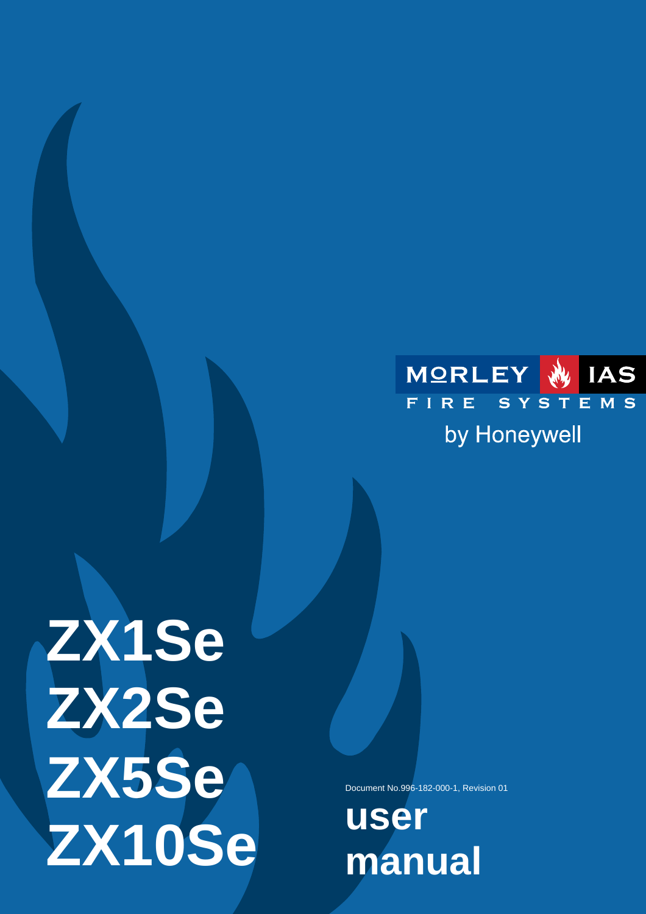MORLEY IAS

FIRE SYSTEMS

by Honeywell

# ZX1Se
# ZX2Se
# ZX5Se
# ZX10Se

Document No.996-182-000-1, Revision 01

# user manual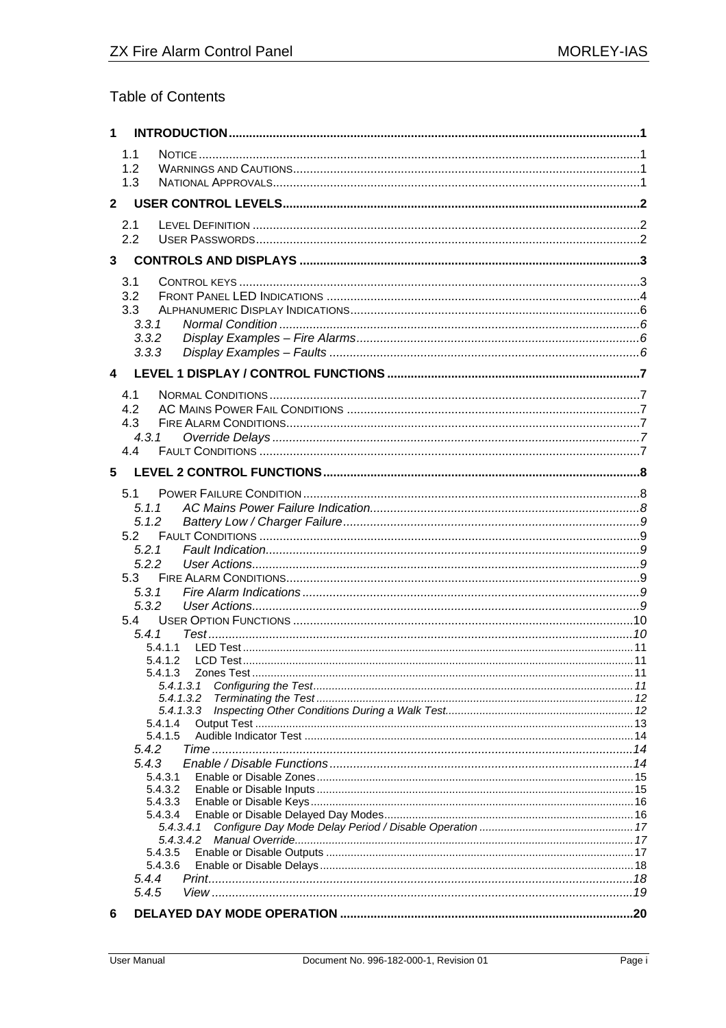# Table of Contents

1 INTRODUCTION ... 1

- 1.1 NOTICE ... 1
- 1.2 WARNINGS AND CAUTIONS ... 1
- 1.3 NATIONAL APPROVALS ... 1

2 USER CONTROL LEVELS ... 2

- 2.1 LEVEL DEFINITION ... 2
- 2.2 USER PASSWORDS ... 2

3 CONTROLS AND DISPLAYS ... 3

- 3.1 CONTROL KEYS ... 3
- 3.2 FRONT PANEL LED INDICATIONS ... 4
- 3.3 ALPHANUMERIC DISPLAY INDICATIONS ... 6
  - 3.3.1 *Normal Condition* ... 6
  - 3.3.2 *Display Examples – Fire Alarms* ... 6
  - 3.3.3 *Display Examples – Faults* ... 6

4 LEVEL 1 DISPLAY / CONTROL FUNCTIONS ... 7

- 4.1 NORMAL CONDITIONS ... 7
- 4.2 AC MAINS POWER FAIL CONDITIONS ... 7
- 4.3 FIRE ALARM CONDITIONS ... 7
  - 4.3.1 *Override Delays* ... 7
- 4.4 FAULT CONDITIONS ... 7

5 LEVEL 2 CONTROL FUNCTIONS ... 8

- 5.1 POWER FAILURE CONDITION ... 8
  - 5.1.1 *AC Mains Power Failure Indication* ... 8
  - 5.1.2 *Battery Low / Charger Failure* ... 9
- 5.2 FAULT CONDITIONS ... 9
  - 5.2.1 *Fault Indication* ... 9
  - 5.2.2 *User Actions* ... 9
- 5.3 FIRE ALARM CONDITIONS ... 9
  - 5.3.1 *Fire Alarm Indications* ... 9
  - 5.3.2 *User Actions* ... 9
- 5.4 USER OPTION FUNCTIONS ... 10
  - 5.4.1 *Test* ... 10
    - 5.4.1.1 LED Test ... 11
    - 5.4.1.2 LCD Test ... 11
    - 5.4.1.3 Zones Test ... 11
      - 5.4.1.3.1 *Configuring the Test* ... 11
      - 5.4.1.3.2 *Terminating the Test* ... 12
      - 5.4.1.3.3 *Inspecting Other Conditions During a Walk Test* ... 12
    - 5.4.1.4 Output Test ... 13
    - 5.4.1.5 Audible Indicator Test ... 14
  - 5.4.2 *Time* ... 14
  - 5.4.3 *Enable / Disable Functions* ... 14
    - 5.4.3.1 Enable or Disable Zones ... 15
    - 5.4.3.2 Enable or Disable Inputs ... 15
    - 5.4.3.3 Enable or Disable Keys ... 16
    - 5.4.3.4 Enable or Disable Delayed Day Modes ... 16
      - 5.4.3.4.1 *Configure Day Mode Delay Period / Disable Operation* ... 17
      - 5.4.3.4.2 *Manual Override* ... 17
    - 5.4.3.5 Enable or Disable Outputs ... 17
    - 5.4.3.6 Enable or Disable Delays ... 18
  - 5.4.4 *Print* ... 18
  - 5.4.5 *View* ... 19

6 DELAYED DAY MODE OPERATION ... 20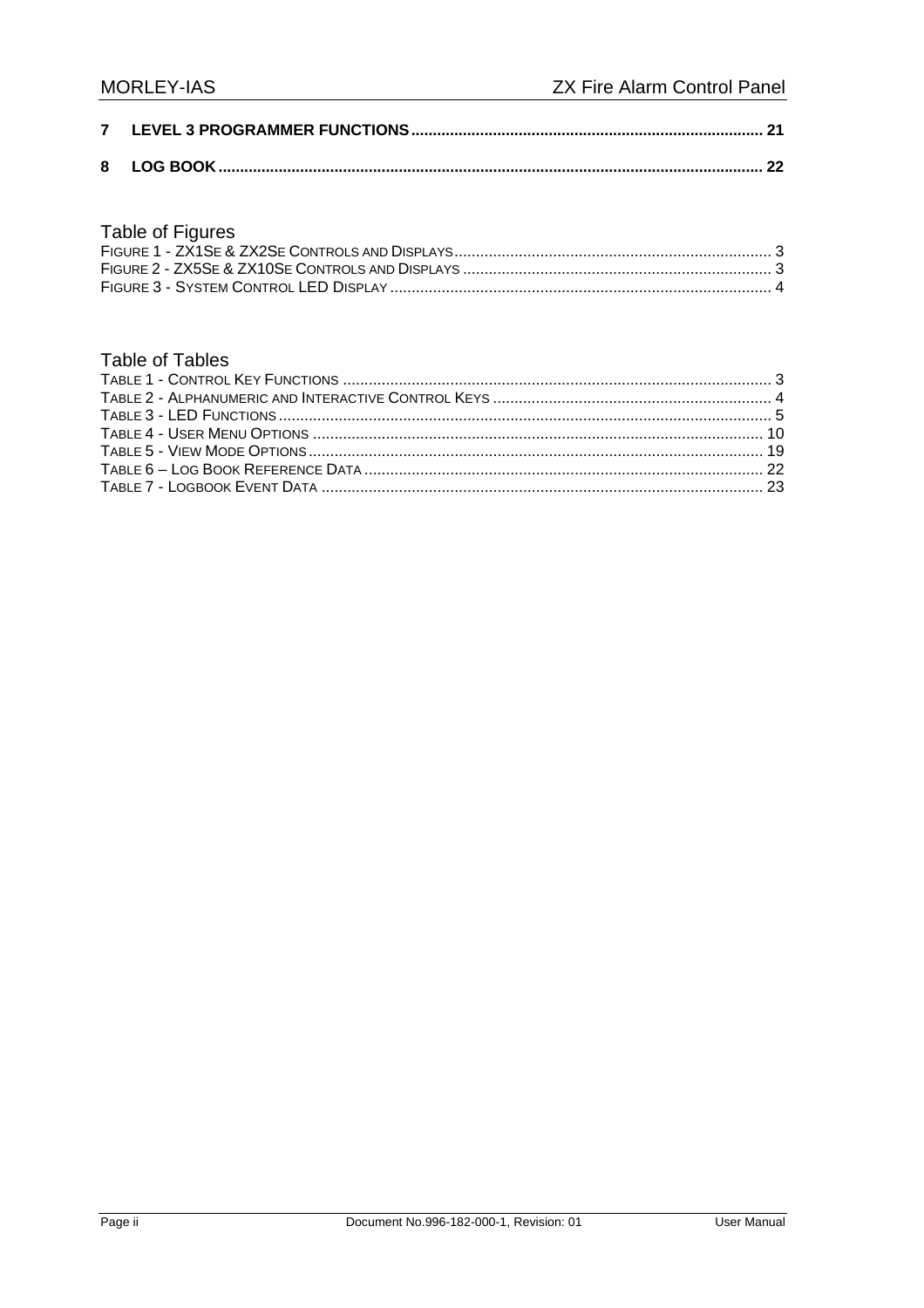**7 LEVEL 3 PROGRAMMER FUNCTIONS ........................................................................................ 21**

**8 LOG BOOK ................................................................................................................................ 22**

## Table of Figures

FIGURE 1 - ZX1SE & ZX2SE CONTROLS AND DISPLAYS ........................................................................ 3
FIGURE 2 - ZX5SE & ZX10SE CONTROLS AND DISPLAYS ...................................................................... 3
FIGURE 3 - SYSTEM CONTROL LED DISPLAY ........................................................................................ 4

## Table of Tables

TABLE 1 - CONTROL KEY FUNCTIONS .................................................................................................. 3
TABLE 2 - ALPHANUMERIC AND INTERACTIVE CONTROL KEYS ............................................................... 4
TABLE 3 - LED FUNCTIONS ................................................................................................................ 5
TABLE 4 - USER MENU OPTIONS ........................................................................................................ 10
TABLE 5 - VIEW MODE OPTIONS ........................................................................................................ 19
TABLE 6 – LOG BOOK REFERENCE DATA ............................................................................................ 22
TABLE 7 - LOGBOOK EVENT DATA ..................................................................................................... 23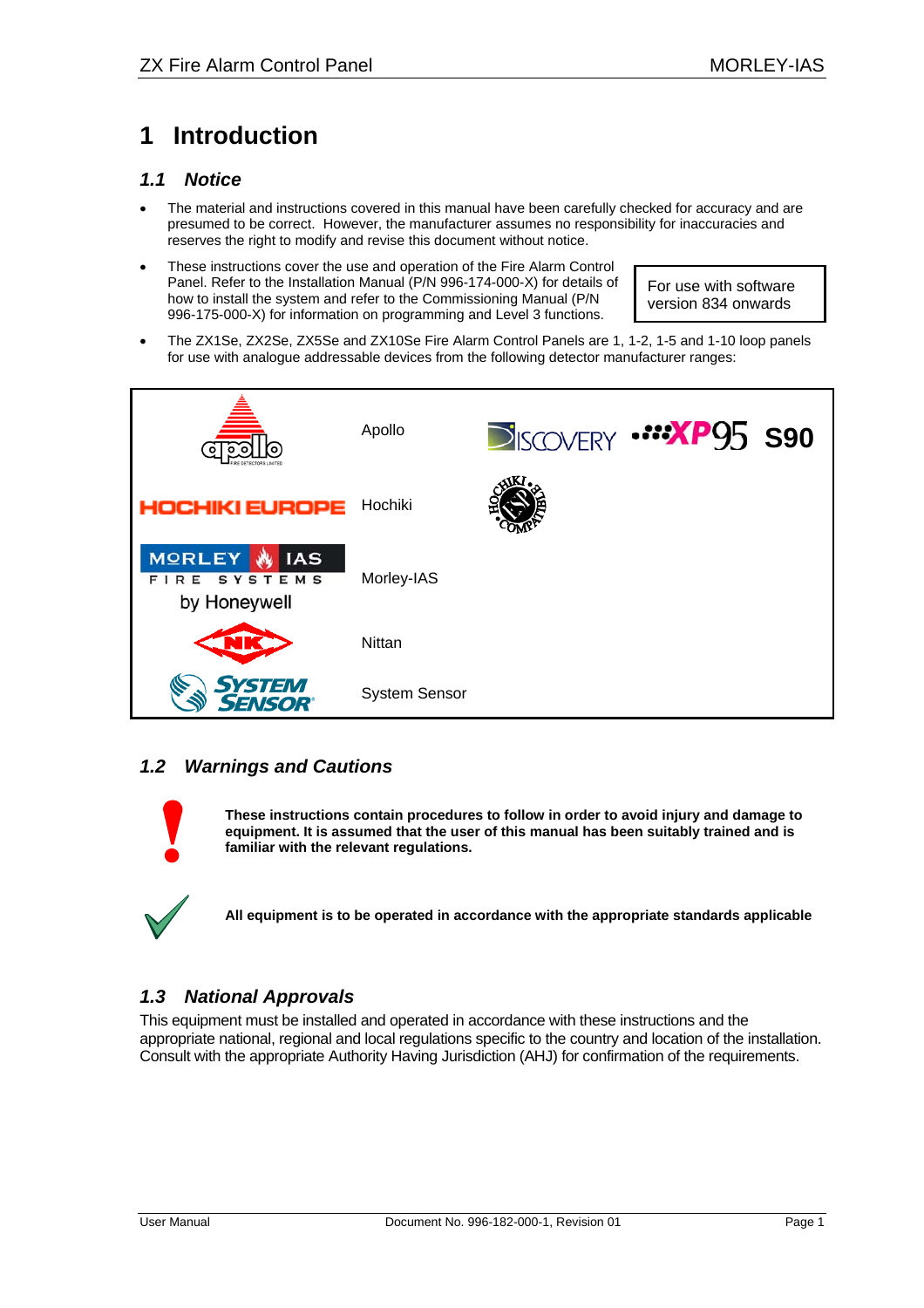# 1 Introduction

## 1.1 Notice

- The material and instructions covered in this manual have been carefully checked for accuracy and are presumed to be correct. However, the manufacturer assumes no responsibility for inaccuracies and reserves the right to modify and revise this document without notice.
- These instructions cover the use and operation of the Fire Alarm Control Panel. Refer to the Installation Manual (P/N 996-174-000-X) for details of how to install the system and refer to the Commissioning Manual (P/N 996-175-000-X) for information on programming and Level 3 functions.

| For use with software version 834 onwards |
|---|

- The ZX1Se, ZX2Se, ZX5Se and ZX10Se Fire Alarm Control Panels are 1, 1-2, 1-5 and 1-10 loop panels for use with analogue addressable devices from the following detector manufacturer ranges:

| | | |
|---|---|---|
| apollo | Apollo | DISCOVERY XP95 S90 |
| HOCHIKI EUROPE | Hochiki | HOCHIKI COMPATIBLE |
| MORLEY IAS FIRE SYSTEMS by Honeywell | Morley-IAS | |
| NK | Nittan | |
| SYSTEM SENSOR | System Sensor | |

## 1.2 Warnings and Cautions

**These instructions contain procedures to follow in order to avoid injury and damage to equipment. It is assumed that the user of this manual has been suitably trained and is familiar with the relevant regulations.**

**All equipment is to be operated in accordance with the appropriate standards applicable**

## 1.3 National Approvals

This equipment must be installed and operated in accordance with these instructions and the appropriate national, regional and local regulations specific to the country and location of the installation. Consult with the appropriate Authority Having Jurisdiction (AHJ) for confirmation of the requirements.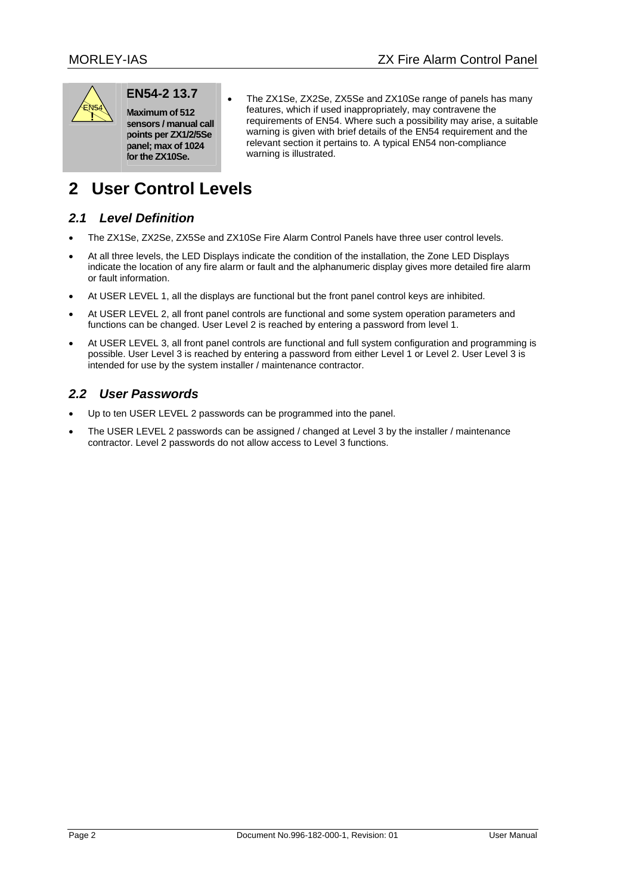**EN54-2 13.7**

**Maximum of 512 sensors / manual call points per ZX1/2/5Se panel; max of 1024 for the ZX10Se.**

- The ZX1Se, ZX2Se, ZX5Se and ZX10Se range of panels has many features, which if used inappropriately, may contravene the requirements of EN54. Where such a possibility may arise, a suitable warning is given with brief details of the EN54 requirement and the relevant section it pertains to. A typical EN54 non-compliance warning is illustrated.

# 2 User Control Levels

## *2.1 Level Definition*

- The ZX1Se, ZX2Se, ZX5Se and ZX10Se Fire Alarm Control Panels have three user control levels.
- At all three levels, the LED Displays indicate the condition of the installation, the Zone LED Displays indicate the location of any fire alarm or fault and the alphanumeric display gives more detailed fire alarm or fault information.
- At USER LEVEL 1, all the displays are functional but the front panel control keys are inhibited.
- At USER LEVEL 2, all front panel controls are functional and some system operation parameters and functions can be changed. User Level 2 is reached by entering a password from level 1.
- At USER LEVEL 3, all front panel controls are functional and full system configuration and programming is possible. User Level 3 is reached by entering a password from either Level 1 or Level 2. User Level 3 is intended for use by the system installer / maintenance contractor.

## *2.2 User Passwords*

- Up to ten USER LEVEL 2 passwords can be programmed into the panel.
- The USER LEVEL 2 passwords can be assigned / changed at Level 3 by the installer / maintenance contractor. Level 2 passwords do not allow access to Level 3 functions.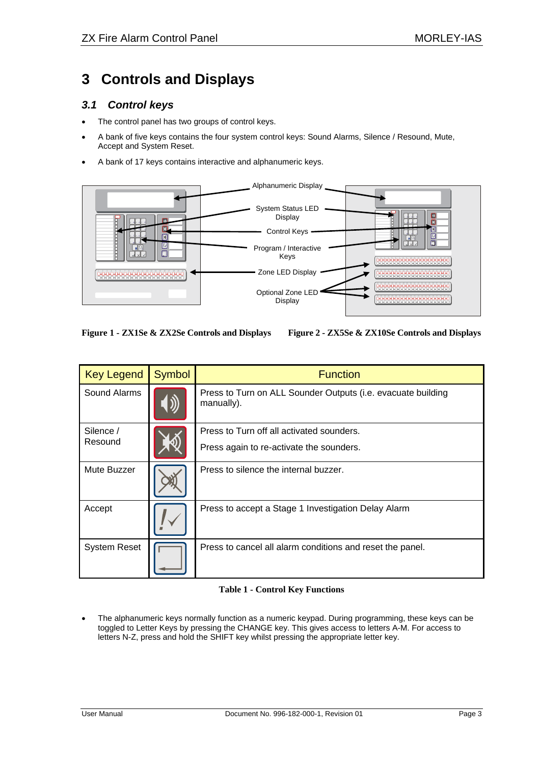# 3 Controls and Displays

## 3.1 *Control keys*

- The control panel has two groups of control keys.
- A bank of five keys contains the four system control keys: Sound Alarms, Silence / Resound, Mute, Accept and System Reset.
- A bank of 17 keys contains interactive and alphanumeric keys.

Alphanumeric Display

System Status LED Display

Control Keys

Program / Interactive Keys

Zone LED Display

Optional Zone LED Display

**Figure 1 - ZX1Se & ZX2Se Controls and Displays**

**Figure 2 - ZX5Se & ZX10Se Controls and Displays**

| Key Legend | Symbol | Function |
|---|---|---|
| Sound Alarms | | Press to Turn on ALL Sounder Outputs (i.e. evacuate building manually). |
| Silence / Resound | | Press to Turn off all activated sounders. Press again to re-activate the sounders. |
| Mute Buzzer | | Press to silence the internal buzzer. |
| Accept | | Press to accept a Stage 1 Investigation Delay Alarm |
| System Reset | | Press to cancel all alarm conditions and reset the panel. |

**Table 1 - Control Key Functions**

- The alphanumeric keys normally function as a numeric keypad. During programming, these keys can be toggled to Letter Keys by pressing the CHANGE key. This gives access to letters A-M. For access to letters N-Z, press and hold the SHIFT key whilst pressing the appropriate letter key.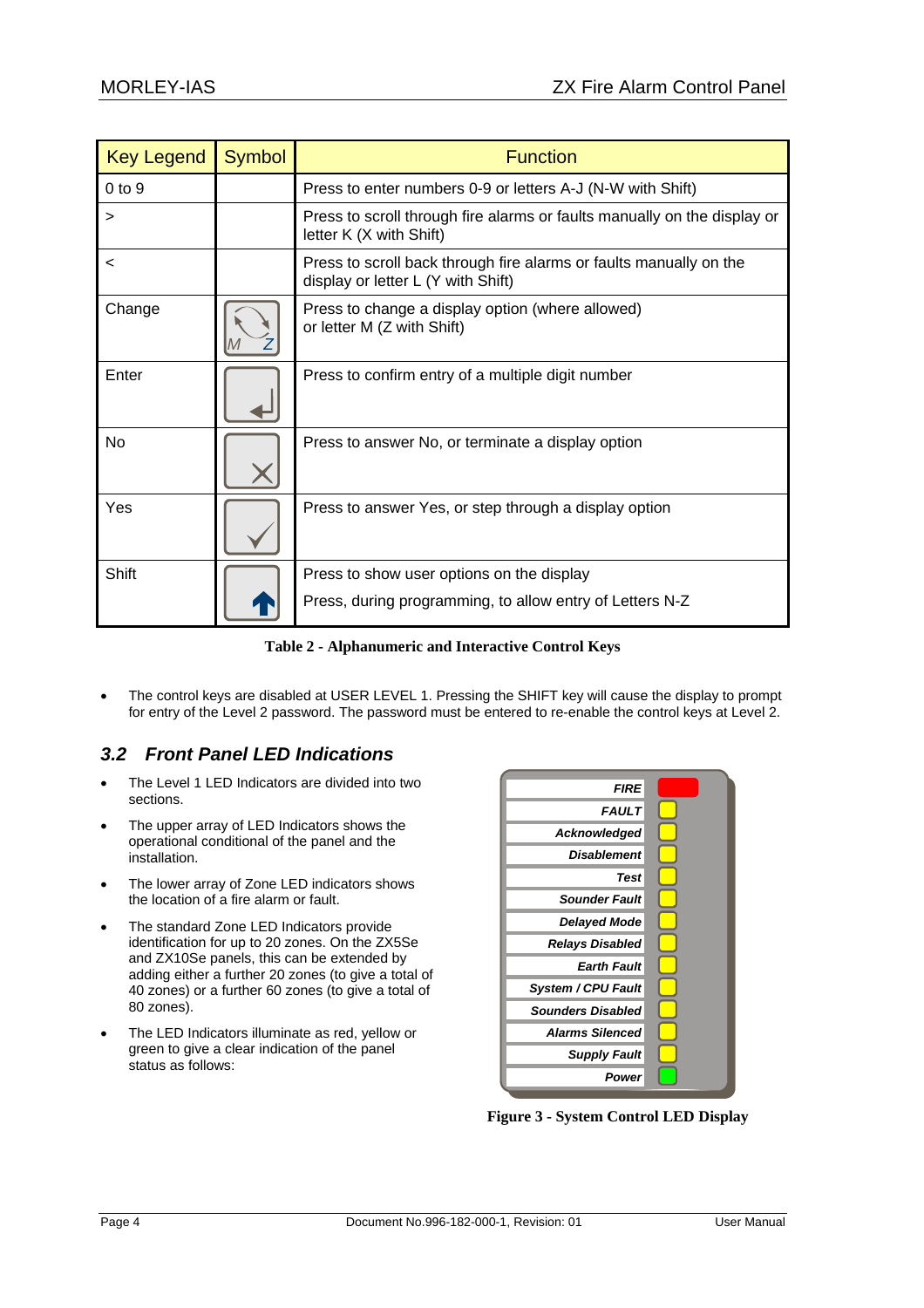| Key Legend | Symbol | Function |
|---|---|---|
| 0 to 9 | | Press to enter numbers 0-9 or letters A-J (N-W with Shift) |
| > | | Press to scroll through fire alarms or faults manually on the display or letter K (X with Shift) |
| < | | Press to scroll back through fire alarms or faults manually on the display or letter L (Y with Shift) |
| Change | | Press to change a display option (where allowed) or letter M (Z with Shift) |
| Enter | | Press to confirm entry of a multiple digit number |
| No | | Press to answer No, or terminate a display option |
| Yes | | Press to answer Yes, or step through a display option |
| Shift | | Press to show user options on the display<br>Press, during programming, to allow entry of Letters N-Z |

**Table 2 - Alphanumeric and Interactive Control Keys**

- The control keys are disabled at USER LEVEL 1. Pressing the SHIFT key will cause the display to prompt for entry of the Level 2 password. The password must be entered to re-enable the control keys at Level 2.

## *3.2 Front Panel LED Indications*

- The Level 1 LED Indicators are divided into two sections.
- The upper array of LED Indicators shows the operational conditional of the panel and the installation.
- The lower array of Zone LED indicators shows the location of a fire alarm or fault.
- The standard Zone LED Indicators provide identification for up to 20 zones. On the ZX5Se and ZX10Se panels, this can be extended by adding either a further 20 zones (to give a total of 40 zones) or a further 60 zones (to give a total of 80 zones).
- The LED Indicators illuminate as red, yellow or green to give a clear indication of the panel status as follows:

FIRE
FAULT
Acknowledged
Disablement
Test
Sounder Fault
Delayed Mode
Relays Disabled
Earth Fault
System / CPU Fault
Sounders Disabled
Alarms Silenced
Supply Fault
Power

**Figure 3 - System Control LED Display**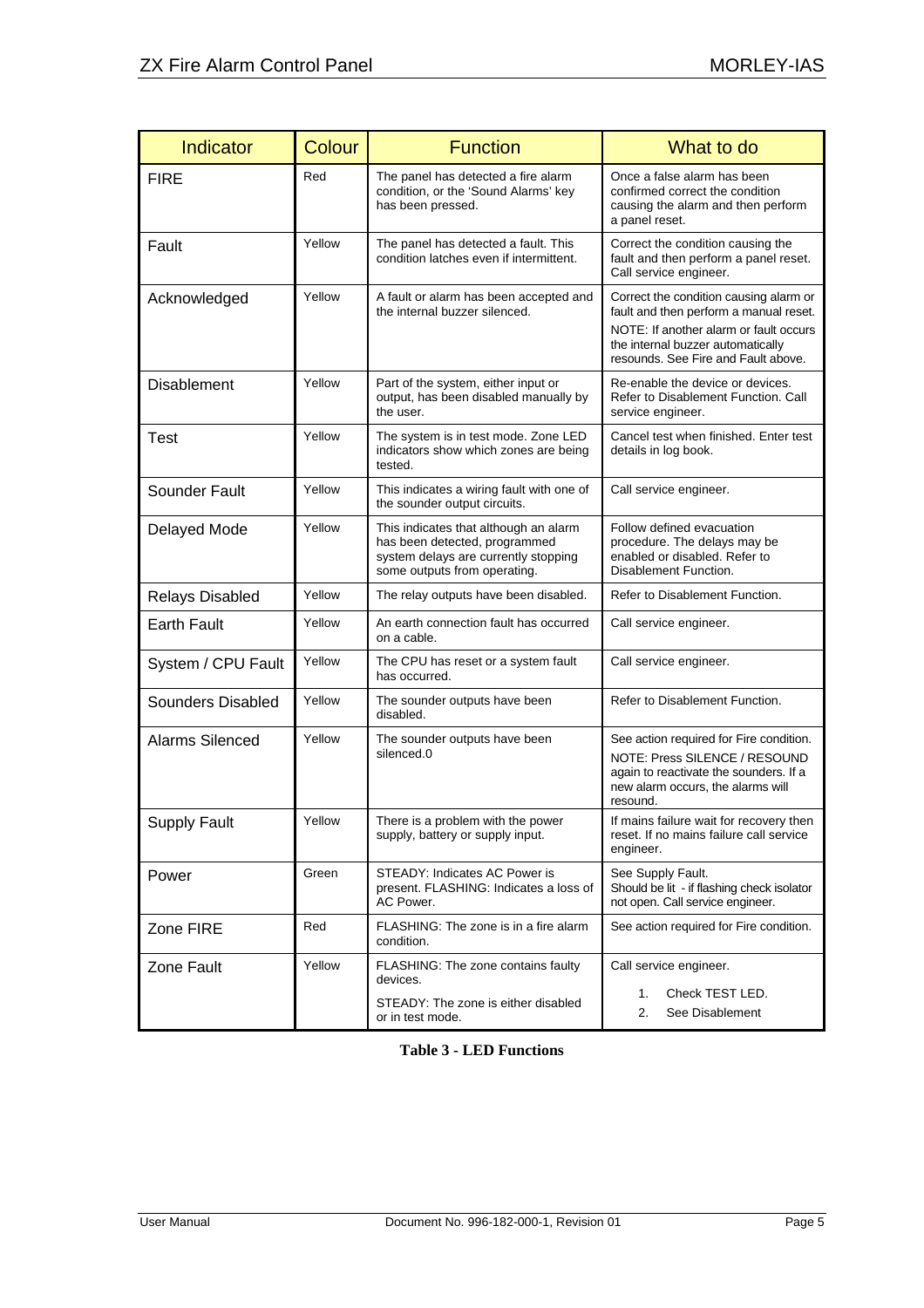| Indicator | Colour | Function | What to do |
|---|---|---|---|
| FIRE | Red | The panel has detected a fire alarm condition, or the 'Sound Alarms' key has been pressed. | Once a false alarm has been confirmed correct the condition causing the alarm and then perform a panel reset. |
| Fault | Yellow | The panel has detected a fault. This condition latches even if intermittent. | Correct the condition causing the fault and then perform a panel reset. Call service engineer. |
| Acknowledged | Yellow | A fault or alarm has been accepted and the internal buzzer silenced. | Correct the condition causing alarm or fault and then perform a manual reset. NOTE: If another alarm or fault occurs the internal buzzer automatically resounds. See Fire and Fault above. |
| Disablement | Yellow | Part of the system, either input or output, has been disabled manually by the user. | Re-enable the device or devices. Refer to Disablement Function. Call service engineer. |
| Test | Yellow | The system is in test mode. Zone LED indicators show which zones are being tested. | Cancel test when finished. Enter test details in log book. |
| Sounder Fault | Yellow | This indicates a wiring fault with one of the sounder output circuits. | Call service engineer. |
| Delayed Mode | Yellow | This indicates that although an alarm has been detected, programmed system delays are currently stopping some outputs from operating. | Follow defined evacuation procedure. The delays may be enabled or disabled. Refer to Disablement Function. |
| Relays Disabled | Yellow | The relay outputs have been disabled. | Refer to Disablement Function. |
| Earth Fault | Yellow | An earth connection fault has occurred on a cable. | Call service engineer. |
| System / CPU Fault | Yellow | The CPU has reset or a system fault has occurred. | Call service engineer. |
| Sounders Disabled | Yellow | The sounder outputs have been disabled. | Refer to Disablement Function. |
| Alarms Silenced | Yellow | The sounder outputs have been silenced.0 | See action required for Fire condition. NOTE: Press SILENCE / RESOUND again to reactivate the sounders. If a new alarm occurs, the alarms will resound. |
| Supply Fault | Yellow | There is a problem with the power supply, battery or supply input. | If mains failure wait for recovery then reset. If no mains failure call service engineer. |
| Power | Green | STEADY: Indicates AC Power is present. FLASHING: Indicates a loss of AC Power. | See Supply Fault. Should be lit - if flashing check isolator not open. Call service engineer. |
| Zone FIRE | Red | FLASHING: The zone is in a fire alarm condition. | See action required for Fire condition. |
| Zone Fault | Yellow | FLASHING: The zone contains faulty devices. STEADY: The zone is either disabled or in test mode. | Call service engineer. 1. Check TEST LED. 2. See Disablement |

**Table 3 - LED Functions**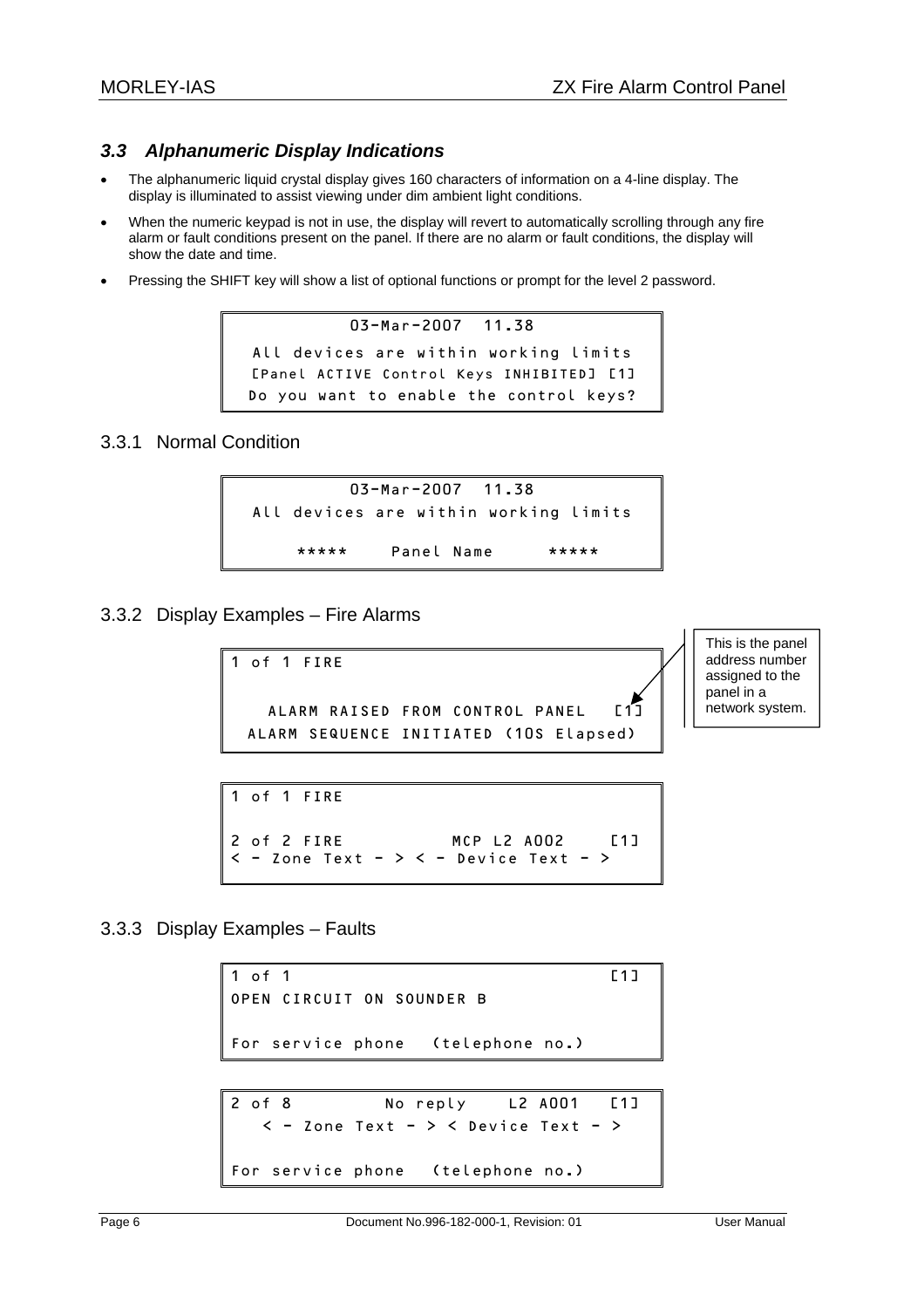### 3.3 Alphanumeric Display Indications

- The alphanumeric liquid crystal display gives 160 characters of information on a 4-line display. The display is illuminated to assist viewing under dim ambient light conditions.
- When the numeric keypad is not in use, the display will revert to automatically scrolling through any fire alarm or fault conditions present on the panel. If there are no alarm or fault conditions, the display will show the date and time.
- Pressing the SHIFT key will show a list of optional functions or prompt for the level 2 password.

```
            03-Mar-2007  11.38
  All devices are within working limits
  [Panel ACTIVE Control Keys INHIBITED] [1]
  Do you want to enable the control keys?
```

#### 3.3.1 Normal Condition

```
            03-Mar-2007  11.38
  All devices are within working limits

       *****    Panel Name     *****
```

#### 3.3.2 Display Examples – Fire Alarms

```
1 of 1 FIRE


    ALARM RAISED FROM CONTROL PANEL   [1]
  ALARM SEQUENCE INITIATED (10S Elapsed)
```

This is the panel address number assigned to the panel in a network system.

```
1 of 1 FIRE

2 of 2 FIRE           MCP L2 A002    [1]
< - Zone Text - > < - Device Text - >
```

#### 3.3.3 Display Examples – Faults

```
1 of 1                               [1]
OPEN CIRCUIT ON SOUNDER B

For service phone   (telephone no.)
```

```
2 of 8         No reply    L2 A001   [1]
   < - Zone Text - > < Device Text - >

For service phone   (telephone no.)
```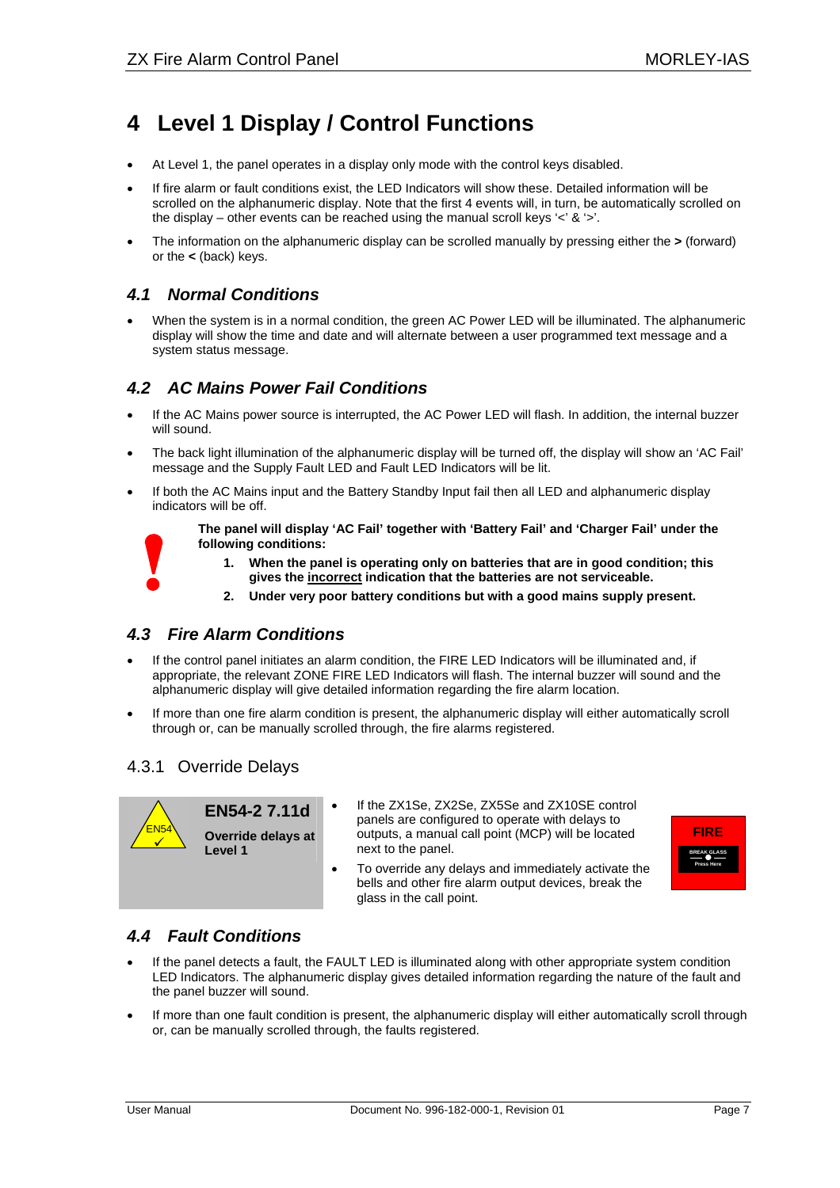# 4 Level 1 Display / Control Functions

- At Level 1, the panel operates in a display only mode with the control keys disabled.
- If fire alarm or fault conditions exist, the LED Indicators will show these. Detailed information will be scrolled on the alphanumeric display. Note that the first 4 events will, in turn, be automatically scrolled on the display – other events can be reached using the manual scroll keys '<' & '>'.
- The information on the alphanumeric display can be scrolled manually by pressing either the **>** (forward) or the **<** (back) keys.

## *4.1 Normal Conditions*

- When the system is in a normal condition, the green AC Power LED will be illuminated. The alphanumeric display will show the time and date and will alternate between a user programmed text message and a system status message.

## *4.2 AC Mains Power Fail Conditions*

- If the AC Mains power source is interrupted, the AC Power LED will flash. In addition, the internal buzzer will sound.
- The back light illumination of the alphanumeric display will be turned off, the display will show an 'AC Fail' message and the Supply Fault LED and Fault LED Indicators will be lit.
- If both the AC Mains input and the Battery Standby Input fail then all LED and alphanumeric display indicators will be off.

**The panel will display 'AC Fail' together with 'Battery Fail' and 'Charger Fail' under the following conditions:**

1. **When the panel is operating only on batteries that are in good condition; this gives the <u>incorrect</u> indication that the batteries are not serviceable.**
2. **Under very poor battery conditions but with a good mains supply present.**

## *4.3 Fire Alarm Conditions*

- If the control panel initiates an alarm condition, the FIRE LED Indicators will be illuminated and, if appropriate, the relevant ZONE FIRE LED Indicators will flash. The internal buzzer will sound and the alphanumeric display will give detailed information regarding the fire alarm location.
- If more than one fire alarm condition is present, the alphanumeric display will either automatically scroll through or, can be manually scrolled through, the fire alarms registered.

### 4.3.1 Override Delays

EN54 ✓

**EN54-2 7.11d**

**Override delays at Level 1**

- If the ZX1Se, ZX2Se, ZX5Se and ZX10SE control panels are configured to operate with delays to outputs, a manual call point (MCP) will be located next to the panel.
- To override any delays and immediately activate the bells and other fire alarm output devices, break the glass in the call point.

FIRE

BREAK GLASS

Press Here

## *4.4 Fault Conditions*

- If the panel detects a fault, the FAULT LED is illuminated along with other appropriate system condition LED Indicators. The alphanumeric display gives detailed information regarding the nature of the fault and the panel buzzer will sound.
- If more than one fault condition is present, the alphanumeric display will either automatically scroll through or, can be manually scrolled through, the faults registered.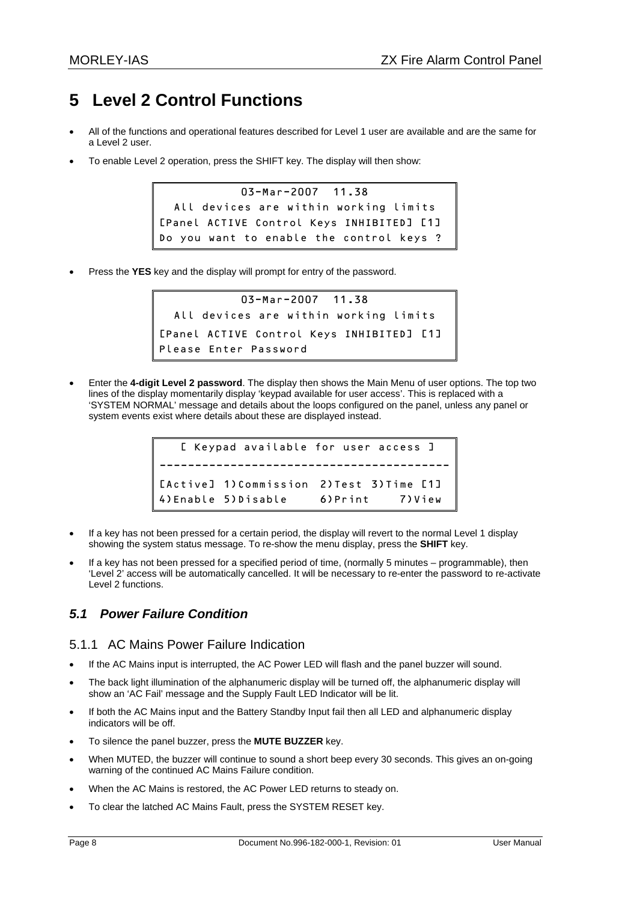# 5 Level 2 Control Functions

- All of the functions and operational features described for Level 1 user are available and are the same for a Level 2 user.
- To enable Level 2 operation, press the SHIFT key. The display will then show:

```
            03-Mar-2007  11.38
  All devices are within working limits
[Panel ACTIVE Control Keys INHIBITED] [1]
Do you want to enable the control keys ?
```

- Press the **YES** key and the display will prompt for entry of the password.

```
            03-Mar-2007  11.38
  All devices are within working limits
[Panel ACTIVE Control Keys INHIBITED] [1]
Please Enter Password
```

- Enter the **4-digit Level 2 password**. The display then shows the Main Menu of user options. The top two lines of the display momentarily display 'keypad available for user access'. This is replaced with a 'SYSTEM NORMAL' message and details about the loops configured on the panel, unless any panel or system events exist where details about these are displayed instead.

```
   [ Keypad available for user access ]
----------------------------------------
[Active] 1)Commission 2)Test 3)Time [1]
4)Enable 5)Disable    6)Print    7)View
```

- If a key has not been pressed for a certain period, the display will revert to the normal Level 1 display showing the system status message. To re-show the menu display, press the **SHIFT** key.
- If a key has not been pressed for a specified period of time, (normally 5 minutes – programmable), then 'Level 2' access will be automatically cancelled. It will be necessary to re-enter the password to re-activate Level 2 functions.

## *5.1 Power Failure Condition*

### 5.1.1 AC Mains Power Failure Indication

- If the AC Mains input is interrupted, the AC Power LED will flash and the panel buzzer will sound.
- The back light illumination of the alphanumeric display will be turned off, the alphanumeric display will show an 'AC Fail' message and the Supply Fault LED Indicator will be lit.
- If both the AC Mains input and the Battery Standby Input fail then all LED and alphanumeric display indicators will be off.
- To silence the panel buzzer, press the **MUTE BUZZER** key.
- When MUTED, the buzzer will continue to sound a short beep every 30 seconds. This gives an on-going warning of the continued AC Mains Failure condition.
- When the AC Mains is restored, the AC Power LED returns to steady on.
- To clear the latched AC Mains Fault, press the SYSTEM RESET key.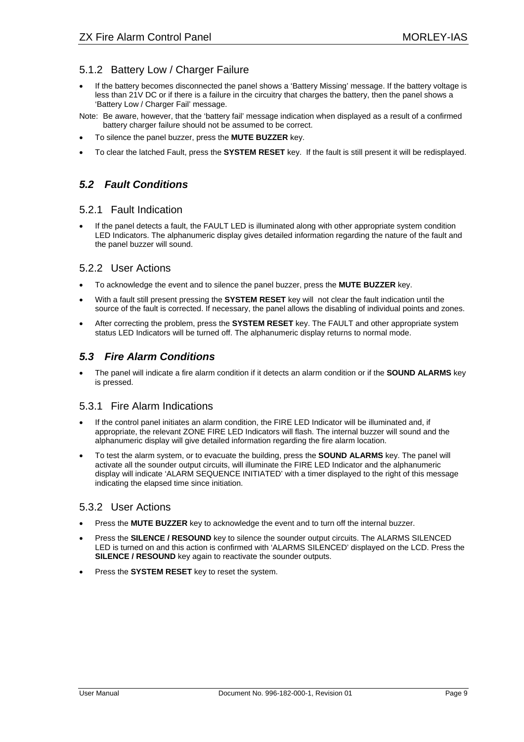### 5.1.2 Battery Low / Charger Failure

- If the battery becomes disconnected the panel shows a 'Battery Missing' message. If the battery voltage is less than 21V DC or if there is a failure in the circuitry that charges the battery, then the panel shows a 'Battery Low / Charger Fail' message.

Note: Be aware, however, that the 'battery fail' message indication when displayed as a result of a confirmed battery charger failure should not be assumed to be correct.

- To silence the panel buzzer, press the **MUTE BUZZER** key.
- To clear the latched Fault, press the **SYSTEM RESET** key. If the fault is still present it will be redisplayed.

## *5.2 Fault Conditions*

### 5.2.1 Fault Indication

- If the panel detects a fault, the FAULT LED is illuminated along with other appropriate system condition LED Indicators. The alphanumeric display gives detailed information regarding the nature of the fault and the panel buzzer will sound.

### 5.2.2 User Actions

- To acknowledge the event and to silence the panel buzzer, press the **MUTE BUZZER** key.
- With a fault still present pressing the **SYSTEM RESET** key will not clear the fault indication until the source of the fault is corrected. If necessary, the panel allows the disabling of individual points and zones.
- After correcting the problem, press the **SYSTEM RESET** key. The FAULT and other appropriate system status LED Indicators will be turned off. The alphanumeric display returns to normal mode.

## *5.3 Fire Alarm Conditions*

- The panel will indicate a fire alarm condition if it detects an alarm condition or if the **SOUND ALARMS** key is pressed.

### 5.3.1 Fire Alarm Indications

- If the control panel initiates an alarm condition, the FIRE LED Indicator will be illuminated and, if appropriate, the relevant ZONE FIRE LED Indicators will flash. The internal buzzer will sound and the alphanumeric display will give detailed information regarding the fire alarm location.
- To test the alarm system, or to evacuate the building, press the **SOUND ALARMS** key. The panel will activate all the sounder output circuits, will illuminate the FIRE LED Indicator and the alphanumeric display will indicate 'ALARM SEQUENCE INITIATED' with a timer displayed to the right of this message indicating the elapsed time since initiation.

### 5.3.2 User Actions

- Press the **MUTE BUZZER** key to acknowledge the event and to turn off the internal buzzer.
- Press the **SILENCE / RESOUND** key to silence the sounder output circuits. The ALARMS SILENCED LED is turned on and this action is confirmed with 'ALARMS SILENCED' displayed on the LCD. Press the **SILENCE / RESOUND** key again to reactivate the sounder outputs.
- Press the **SYSTEM RESET** key to reset the system.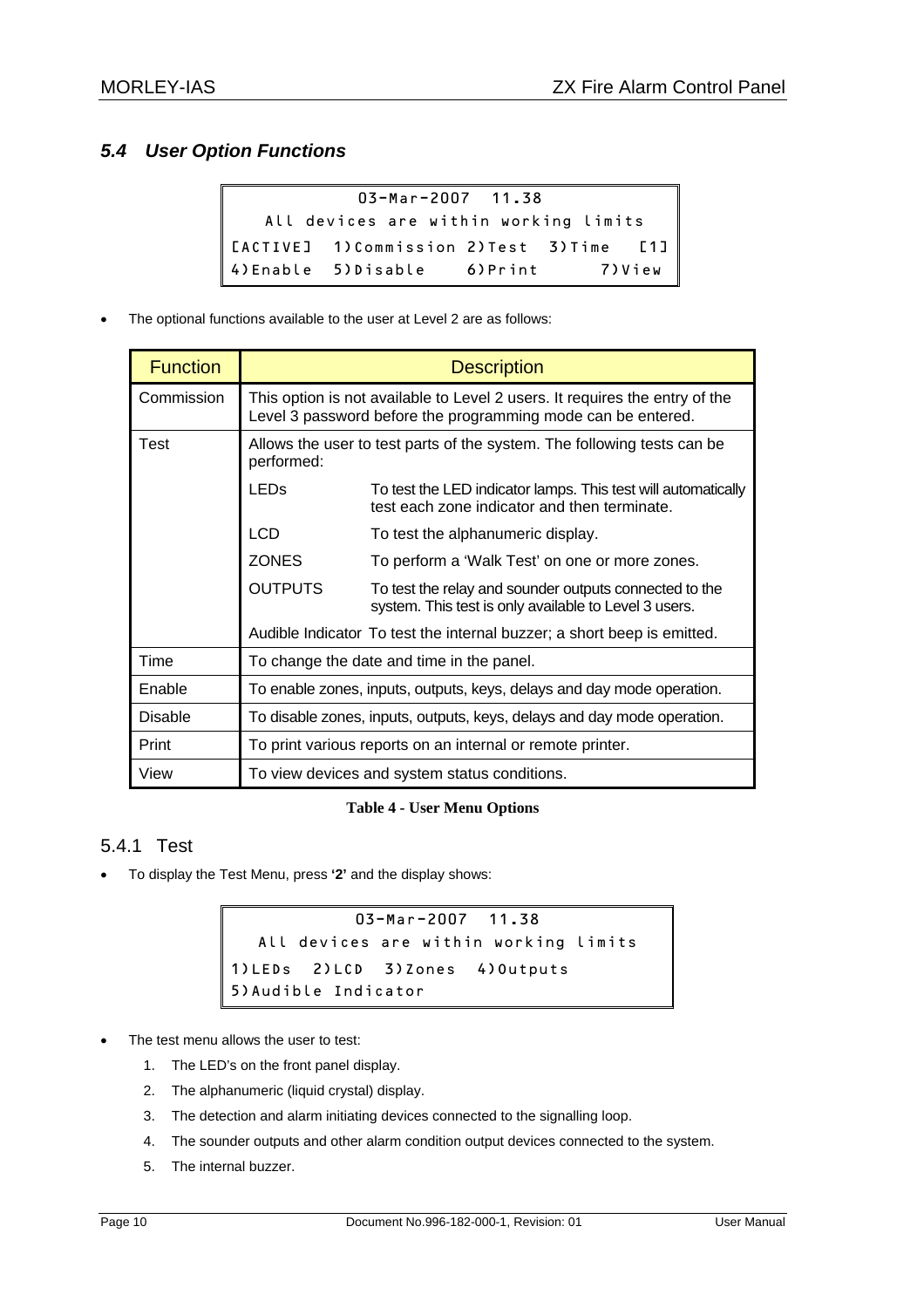## 5.4 User Option Functions

```
            03-Mar-2007  11.38
   All devices are within working limits
[ACTIVE]  1)Commission 2)Test  3)Time   [1]
4)Enable  5)Disable    6)Print      7)View
```

- The optional functions available to the user at Level 2 are as follows:

| Function | Description | |
|---|---|---|
| Commission | This option is not available to Level 2 users. It requires the entry of the Level 3 password before the programming mode can be entered. | |
| Test | Allows the user to test parts of the system. The following tests can be performed: | |
| | LEDs | To test the LED indicator lamps. This test will automatically test each zone indicator and then terminate. |
| | LCD | To test the alphanumeric display. |
| | ZONES | To perform a 'Walk Test' on one or more zones. |
| | OUTPUTS | To test the relay and sounder outputs connected to the system. This test is only available to Level 3 users. |
| | Audible Indicator | To test the internal buzzer; a short beep is emitted. |
| Time | To change the date and time in the panel. | |
| Enable | To enable zones, inputs, outputs, keys, delays and day mode operation. | |
| Disable | To disable zones, inputs, outputs, keys, delays and day mode operation. | |
| Print | To print various reports on an internal or remote printer. | |
| View | To view devices and system status conditions. | |

**Table 4 - User Menu Options**

### 5.4.1 Test

- To display the Test Menu, press **'2'** and the display shows:

```
            03-Mar-2007  11.38
   All devices are within working limits
1)LEDs  2)LCD  3)Zones  4)Outputs
5)Audible Indicator
```

- The test menu allows the user to test:
  1. The LED's on the front panel display.
  2. The alphanumeric (liquid crystal) display.
  3. The detection and alarm initiating devices connected to the signalling loop.
  4. The sounder outputs and other alarm condition output devices connected to the system.
  5. The internal buzzer.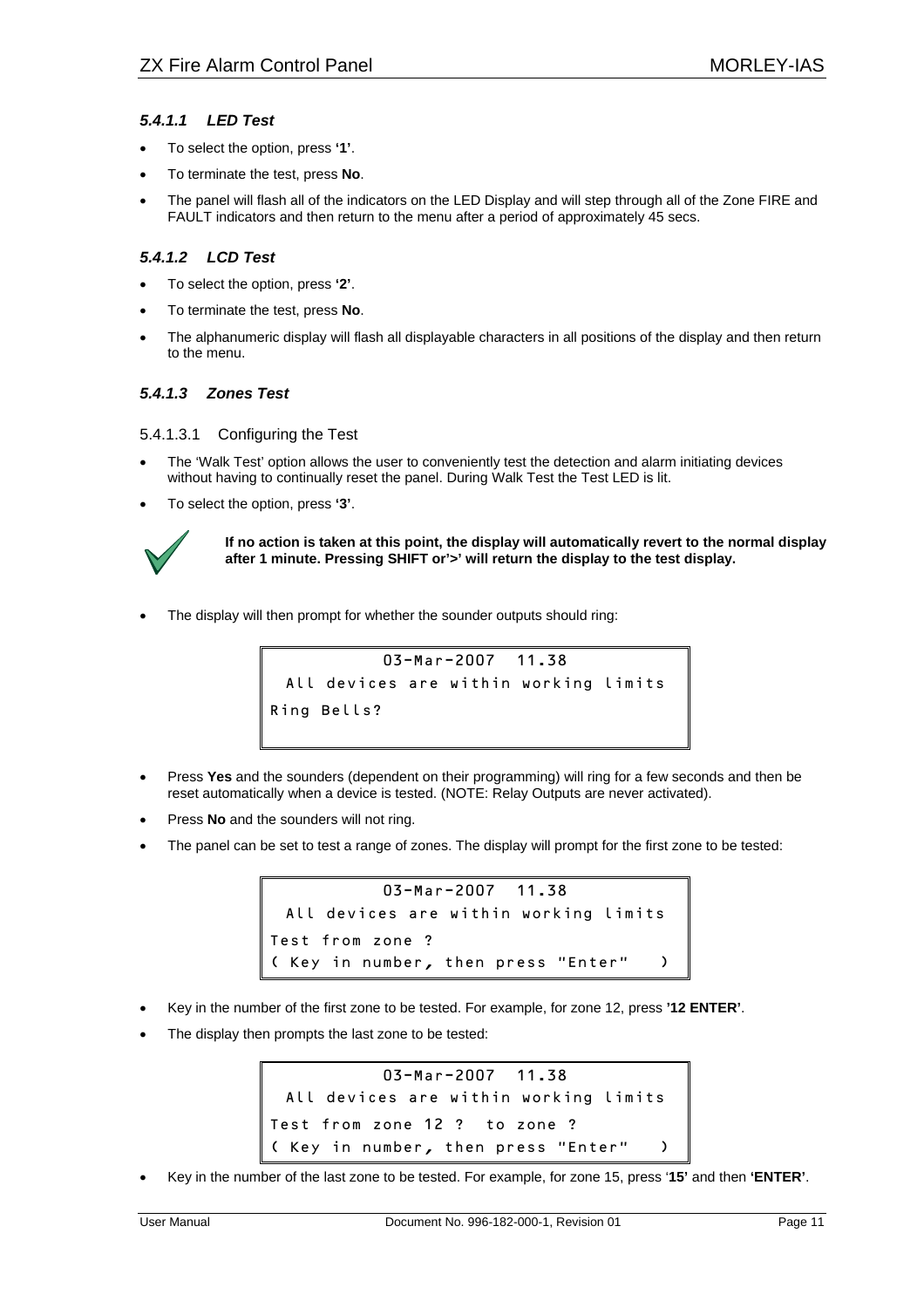#### 5.4.1.1 LED Test

- To select the option, press **'1'**.
- To terminate the test, press **No**.
- The panel will flash all of the indicators on the LED Display and will step through all of the Zone FIRE and FAULT indicators and then return to the menu after a period of approximately 45 secs.

#### 5.4.1.2 LCD Test

- To select the option, press **'2'**.
- To terminate the test, press **No**.
- The alphanumeric display will flash all displayable characters in all positions of the display and then return to the menu.

#### 5.4.1.3 Zones Test

5.4.1.3.1 Configuring the Test

- The 'Walk Test' option allows the user to conveniently test the detection and alarm initiating devices without having to continually reset the panel. During Walk Test the Test LED is lit.
- To select the option, press **'3'**.

**If no action is taken at this point, the display will automatically revert to the normal display after 1 minute. Pressing SHIFT or'>' will return the display to the test display.**

- The display will then prompt for whether the sounder outputs should ring:

```
           03-Mar-2007  11.38
  All devices are within working limits
Ring Bells?
```

- Press **Yes** and the sounders (dependent on their programming) will ring for a few seconds and then be reset automatically when a device is tested. (NOTE: Relay Outputs are never activated).
- Press **No** and the sounders will not ring.
- The panel can be set to test a range of zones. The display will prompt for the first zone to be tested:

```
           03-Mar-2007  11.38
  All devices are within working limits
Test from zone ?
( Key in number, then press "Enter"   )
```

- Key in the number of the first zone to be tested. For example, for zone 12, press **'12 ENTER'**.
- The display then prompts the last zone to be tested:

```
           03-Mar-2007  11.38
  All devices are within working limits
Test from zone 12 ?  to zone ?
( Key in number, then press "Enter"   )
```

- Key in the number of the last zone to be tested. For example, for zone 15, press '**15'** and then **'ENTER'**.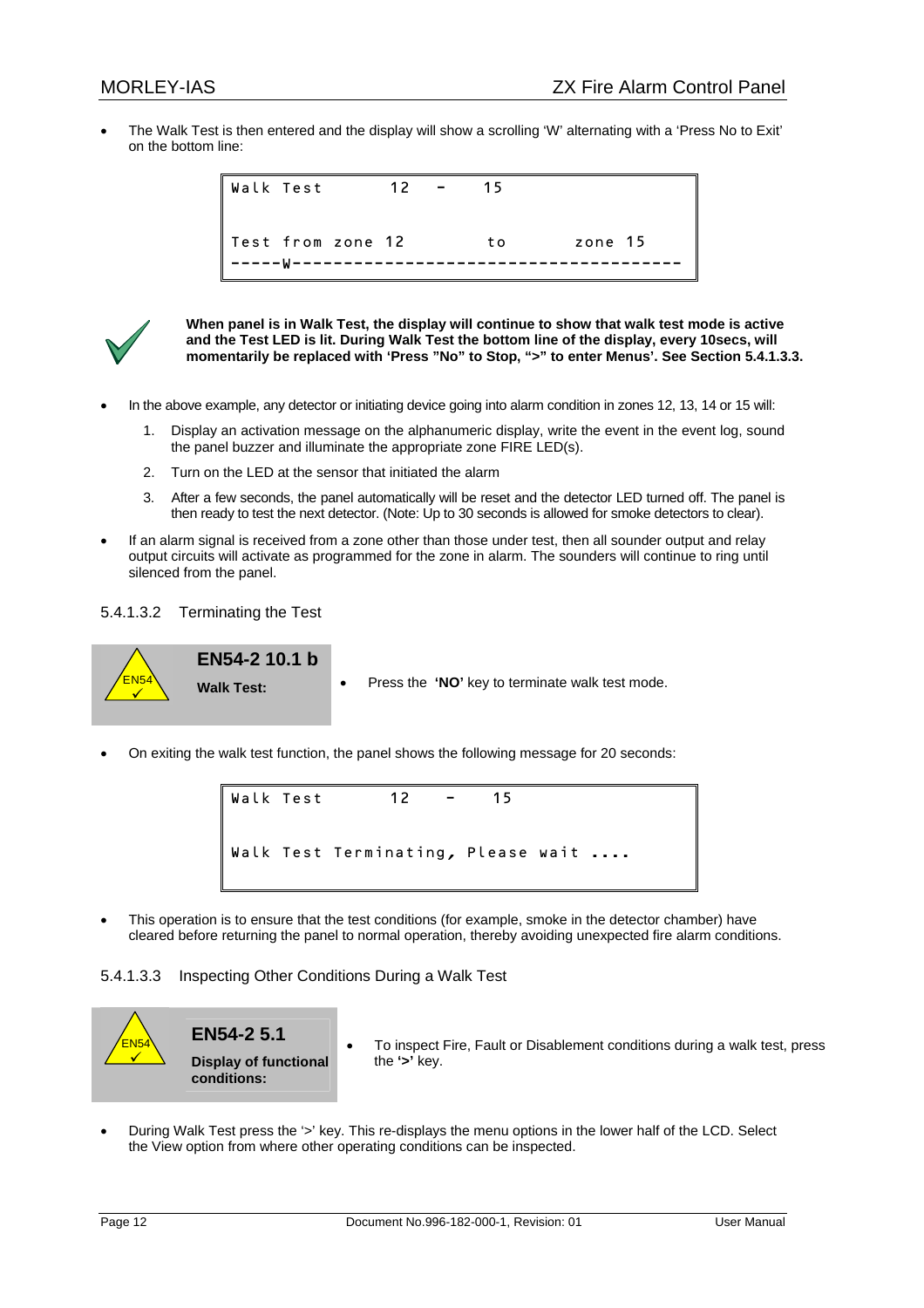- The Walk Test is then entered and the display will show a scrolling 'W' alternating with a 'Press No to Exit' on the bottom line:

```
Walk Test        12    -    15

Test from zone 12        to        zone 15
-----W--------------------------------------
```

**When panel is in Walk Test, the display will continue to show that walk test mode is active and the Test LED is lit. During Walk Test the bottom line of the display, every 10secs, will momentarily be replaced with 'Press "No" to Stop, ">" to enter Menus'. See Section 5.4.1.3.3.**

- In the above example, any detector or initiating device going into alarm condition in zones 12, 13, 14 or 15 will:
  1. Display an activation message on the alphanumeric display, write the event in the event log, sound the panel buzzer and illuminate the appropriate zone FIRE LED(s).
  2. Turn on the LED at the sensor that initiated the alarm
  3. After a few seconds, the panel automatically will be reset and the detector LED turned off. The panel is then ready to test the next detector. (Note: Up to 30 seconds is allowed for smoke detectors to clear).
- If an alarm signal is received from a zone other than those under test, then all sounder output and relay output circuits will activate as programmed for the zone in alarm. The sounders will continue to ring until silenced from the panel.

#### 5.4.1.3.2 Terminating the Test

EN54

**EN54-2 10.1 b**

**Walk Test:**

- Press the **'NO'** key to terminate walk test mode.

- On exiting the walk test function, the panel shows the following message for 20 seconds:

```
Walk Test        12    -    15

Walk Test Terminating, Please wait ....
```

- This operation is to ensure that the test conditions (for example, smoke in the detector chamber) have cleared before returning the panel to normal operation, thereby avoiding unexpected fire alarm conditions.

#### 5.4.1.3.3 Inspecting Other Conditions During a Walk Test

EN54

**EN54-2 5.1**

**Display of functional conditions:**

- To inspect Fire, Fault or Disablement conditions during a walk test, press the **'>'** key.

- During Walk Test press the '>' key. This re-displays the menu options in the lower half of the LCD. Select the View option from where other operating conditions can be inspected.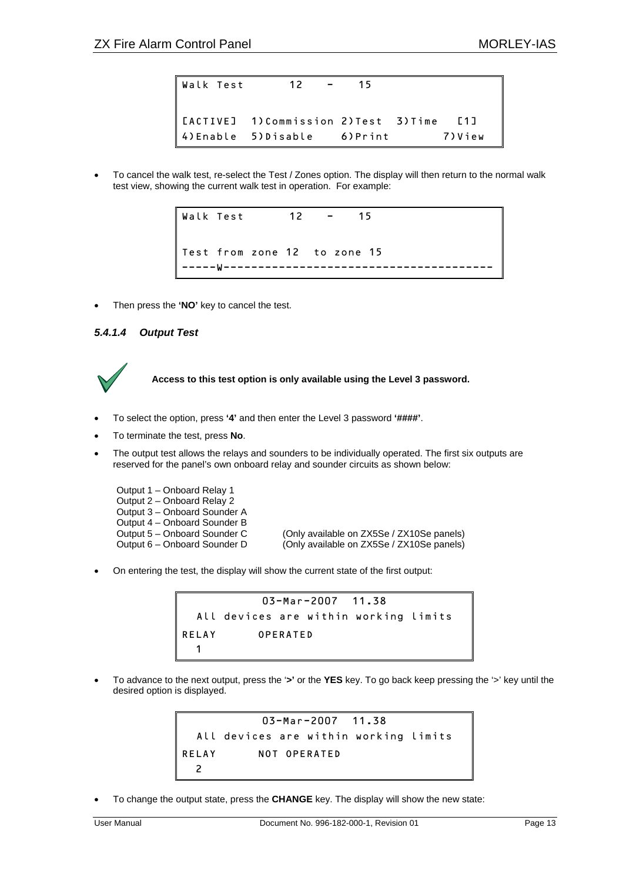```
Walk Test        12    -    15

[ACTIVE]  1)Commission 2)Test  3)Time   [1]
4)Enable  5)Disable    6)Print         7)View
```

- To cancel the walk test, re-select the Test / Zones option. The display will then return to the normal walk test view, showing the current walk test in operation. For example:

```
Walk Test        12    -    15

Test from zone 12  to zone 15
-----W--------------------------------------
```

- Then press the **'NO'** key to cancel the test.

#### *5.4.1.4 Output Test*

**Access to this test option is only available using the Level 3 password.**

- To select the option, press **'4'** and then enter the Level 3 password **'####'**.
- To terminate the test, press **No**.
- The output test allows the relays and sounders to be individually operated. The first six outputs are reserved for the panel's own onboard relay and sounder circuits as shown below:

Output 1 – Onboard Relay 1
Output 2 – Onboard Relay 2
Output 3 – Onboard Sounder A
Output 4 – Onboard Sounder B
Output 5 – Onboard Sounder C (Only available on ZX5Se / ZX10Se panels)
Output 6 – Onboard Sounder D (Only available on ZX5Se / ZX10Se panels)

- On entering the test, the display will show the current state of the first output:

```
            03-Mar-2007  11.38
  All devices are within working limits
RELAY       OPERATED
  1
```

- To advance to the next output, press the '**>**' or the **YES** key. To go back keep pressing the '>' key until the desired option is displayed.

```
            03-Mar-2007  11.38
  All devices are within working limits
RELAY       NOT OPERATED
  2
```

- To change the output state, press the **CHANGE** key. The display will show the new state: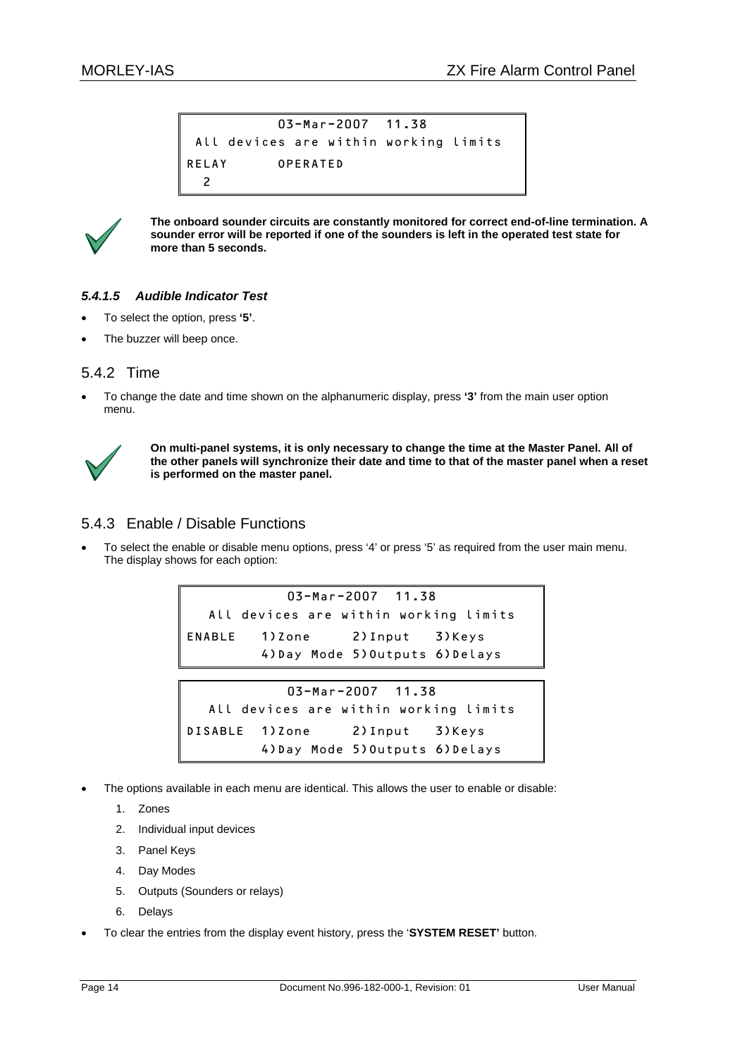```
          03-Mar-2007   11.38
 All devices are within working limits
RELAY       OPERATED
  2
```

**The onboard sounder circuits are constantly monitored for correct end-of-line termination. A sounder error will be reported if one of the sounders is left in the operated test state for more than 5 seconds.**

#### *5.4.1.5 Audible Indicator Test*

- To select the option, press **'5'**.
- The buzzer will beep once.

### 5.4.2 Time

- To change the date and time shown on the alphanumeric display, press **'3'** from the main user option menu.

**On multi-panel systems, it is only necessary to change the time at the Master Panel. All of the other panels will synchronize their date and time to that of the master panel when a reset is performed on the master panel.**

### 5.4.3 Enable / Disable Functions

- To select the enable or disable menu options, press '4' or press '5' as required from the user main menu. The display shows for each option:

```
          03-Mar-2007   11.38
  All devices are within working limits
ENABLE   1)Zone     2)Input   3)Keys
         4)Day Mode 5)Outputs 6)Delays
```

```
          03-Mar-2007   11.38
  All devices are within working limits
DISABLE  1)Zone     2)Input   3)Keys
         4)Day Mode 5)Outputs 6)Delays
```

- The options available in each menu are identical. This allows the user to enable or disable:
    1. Zones
    2. Individual input devices
    3. Panel Keys
    4. Day Modes
    5. Outputs (Sounders or relays)
    6. Delays
- To clear the entries from the display event history, press the '**SYSTEM RESET'** button.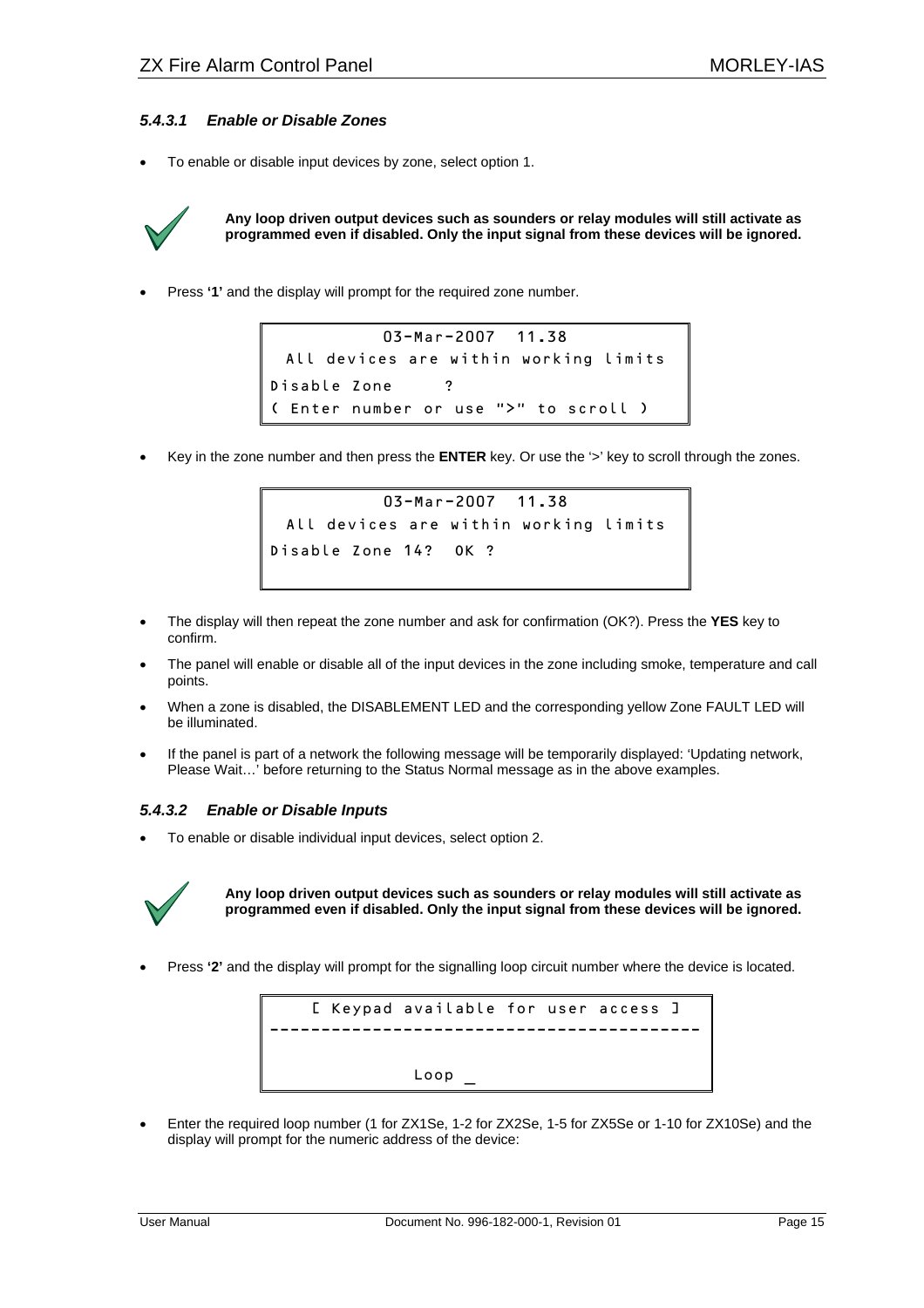#### *5.4.3.1 Enable or Disable Zones*

- To enable or disable input devices by zone, select option 1.

**Any loop driven output devices such as sounders or relay modules will still activate as programmed even if disabled. Only the input signal from these devices will be ignored.**

- Press **'1'** and the display will prompt for the required zone number.

```
          03-Mar-2007  11.38
  All devices are within working limits
Disable Zone     ?
( Enter number or use ">" to scroll )
```

- Key in the zone number and then press the **ENTER** key. Or use the '>' key to scroll through the zones.

```
          03-Mar-2007  11.38
  All devices are within working limits
Disable Zone 14?  OK ?
```

- The display will then repeat the zone number and ask for confirmation (OK?). Press the **YES** key to confirm.
- The panel will enable or disable all of the input devices in the zone including smoke, temperature and call points.
- When a zone is disabled, the DISABLEMENT LED and the corresponding yellow Zone FAULT LED will be illuminated.
- If the panel is part of a network the following message will be temporarily displayed: 'Updating network, Please Wait…' before returning to the Status Normal message as in the above examples.

#### *5.4.3.2 Enable or Disable Inputs*

- To enable or disable individual input devices, select option 2.

**Any loop driven output devices such as sounders or relay modules will still activate as programmed even if disabled. Only the input signal from these devices will be ignored.**

- Press **'2'** and the display will prompt for the signalling loop circuit number where the device is located.

```
    [ Keypad available for user access ]
-----------------------------------------

              Loop _
```

- Enter the required loop number (1 for ZX1Se, 1-2 for ZX2Se, 1-5 for ZX5Se or 1-10 for ZX10Se) and the display will prompt for the numeric address of the device: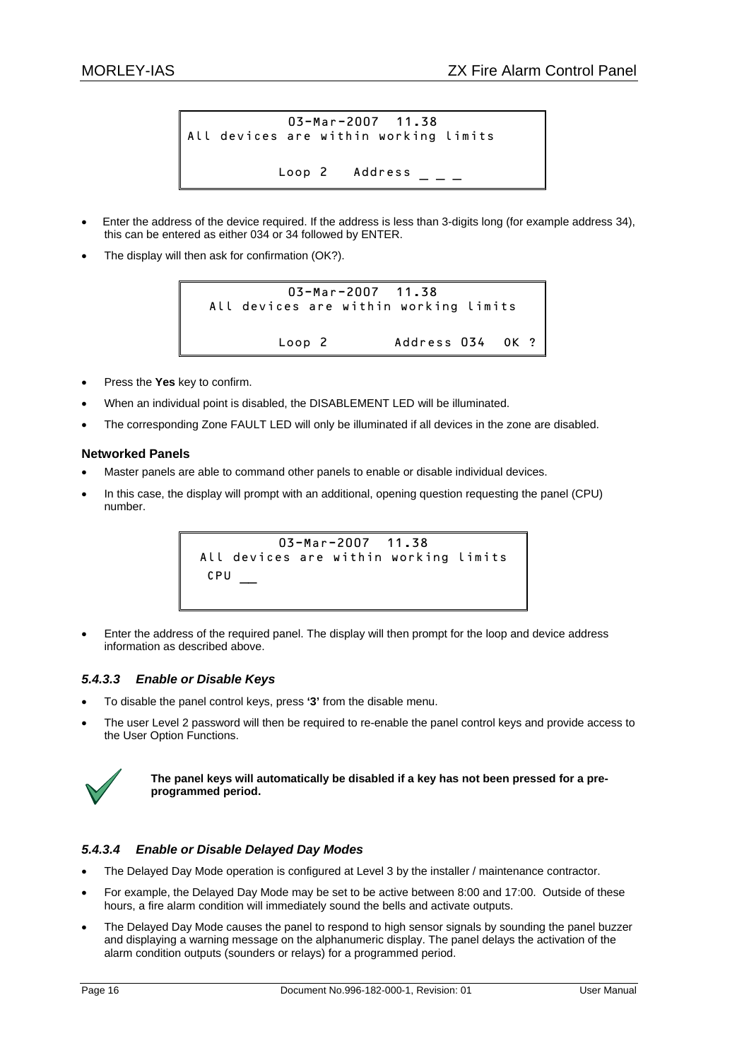```
          03-Mar-2007  11.38
All devices are within working limits

           Loop 2   Address _ _ _
```

- Enter the address of the device required. If the address is less than 3-digits long (for example address 34), this can be entered as either 034 or 34 followed by ENTER.
- The display will then ask for confirmation (OK?).

```
          03-Mar-2007  11.38
  All devices are within working limits

           Loop 2        Address 034  OK ?
```

- Press the **Yes** key to confirm.
- When an individual point is disabled, the DISABLEMENT LED will be illuminated.
- The corresponding Zone FAULT LED will only be illuminated if all devices in the zone are disabled.

**Networked Panels**

- Master panels are able to command other panels to enable or disable individual devices.
- In this case, the display will prompt with an additional, opening question requesting the panel (CPU) number.

```
          03-Mar-2007  11.38
 All devices are within working limits
  CPU __
```

- Enter the address of the required panel. The display will then prompt for the loop and device address information as described above.

### *5.4.3.3 Enable or Disable Keys*

- To disable the panel control keys, press **'3'** from the disable menu.
- The user Level 2 password will then be required to re-enable the panel control keys and provide access to the User Option Functions.

**The panel keys will automatically be disabled if a key has not been pressed for a pre-programmed period.**

### *5.4.3.4 Enable or Disable Delayed Day Modes*

- The Delayed Day Mode operation is configured at Level 3 by the installer / maintenance contractor.
- For example, the Delayed Day Mode may be set to be active between 8:00 and 17:00. Outside of these hours, a fire alarm condition will immediately sound the bells and activate outputs.
- The Delayed Day Mode causes the panel to respond to high sensor signals by sounding the panel buzzer and displaying a warning message on the alphanumeric display. The panel delays the activation of the alarm condition outputs (sounders or relays) for a programmed period.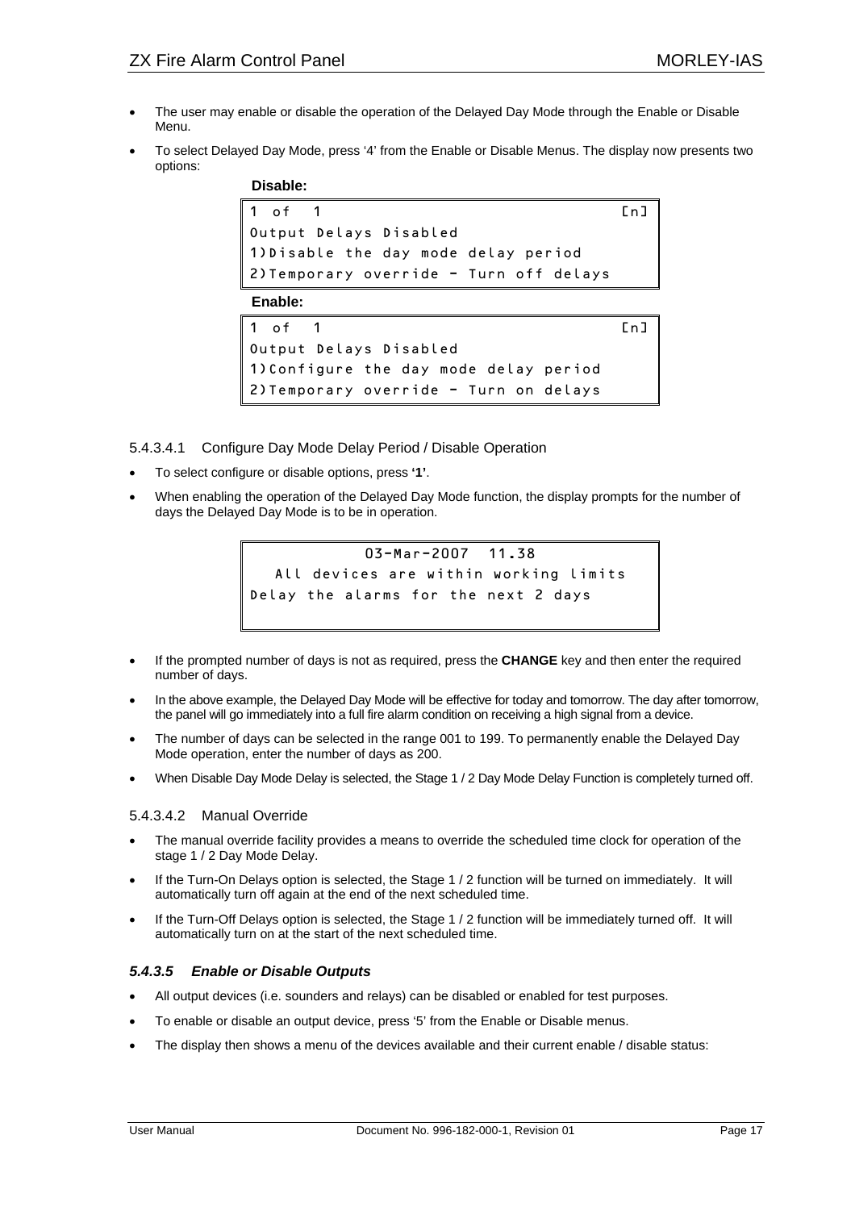- The user may enable or disable the operation of the Delayed Day Mode through the Enable or Disable Menu.
- To select Delayed Day Mode, press '4' from the Enable or Disable Menus. The display now presents two options:

**Disable:**

```
1 of 1                                  [n]
Output Delays Disabled
1)Disable the day mode delay period
2)Temporary override - Turn off delays
```

**Enable:**

```
1 of 1                                  [n]
Output Delays Disabled
1)Configure the day mode delay period
2)Temporary override - Turn on delays
```

#### 5.4.3.4.1 Configure Day Mode Delay Period / Disable Operation

- To select configure or disable options, press **'1'**.
- When enabling the operation of the Delayed Day Mode function, the display prompts for the number of days the Delayed Day Mode is to be in operation.

```
            03-Mar-2007  11.38
   All devices are within working limits
Delay the alarms for the next 2 days
```

- If the prompted number of days is not as required, press the **CHANGE** key and then enter the required number of days.
- In the above example, the Delayed Day Mode will be effective for today and tomorrow. The day after tomorrow, the panel will go immediately into a full fire alarm condition on receiving a high signal from a device.
- The number of days can be selected in the range 001 to 199. To permanently enable the Delayed Day Mode operation, enter the number of days as 200.
- When Disable Day Mode Delay is selected, the Stage 1 / 2 Day Mode Delay Function is completely turned off.

#### 5.4.3.4.2 Manual Override

- The manual override facility provides a means to override the scheduled time clock for operation of the stage 1 / 2 Day Mode Delay.
- If the Turn-On Delays option is selected, the Stage 1 / 2 function will be turned on immediately. It will automatically turn off again at the end of the next scheduled time.
- If the Turn-Off Delays option is selected, the Stage 1 / 2 function will be immediately turned off. It will automatically turn on at the start of the next scheduled time.

### *5.4.3.5 Enable or Disable Outputs*

- All output devices (i.e. sounders and relays) can be disabled or enabled for test purposes.
- To enable or disable an output device, press '5' from the Enable or Disable menus.
- The display then shows a menu of the devices available and their current enable / disable status: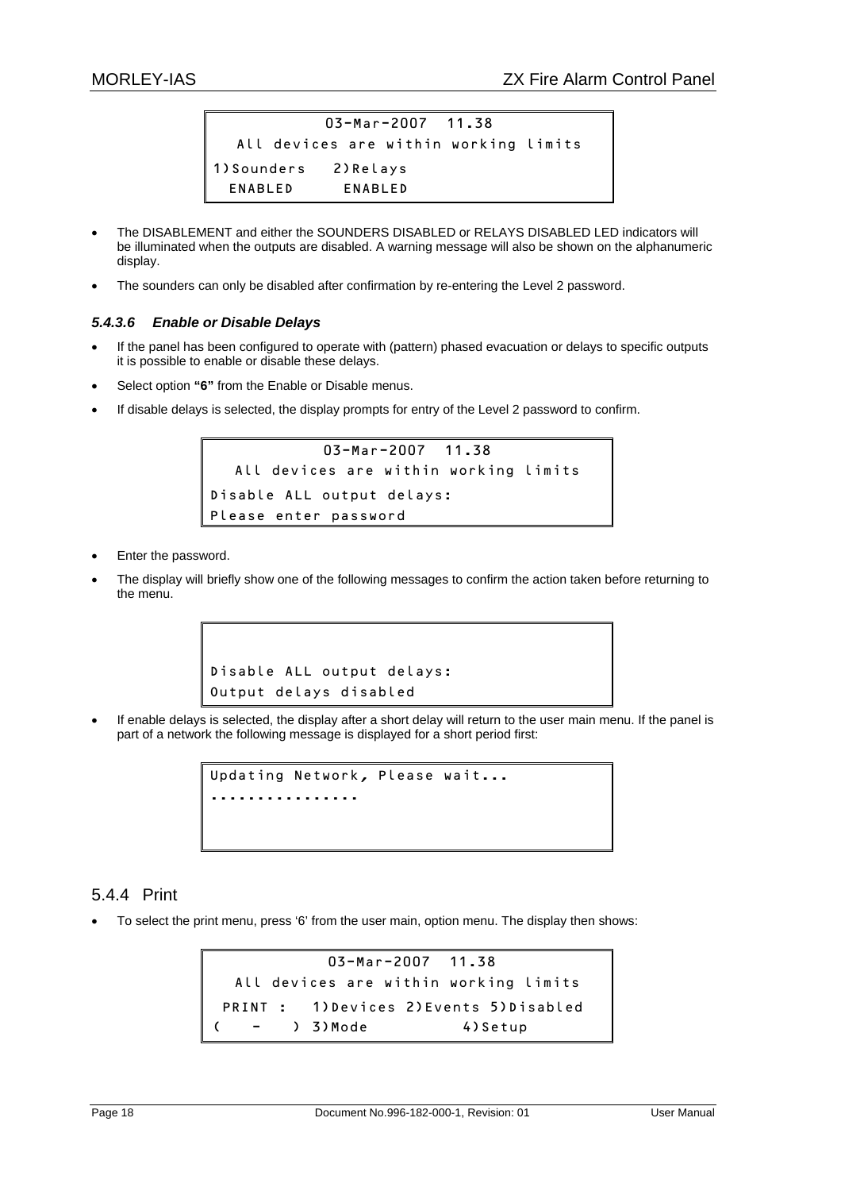```
            03-Mar-2007  11.38
   All devices are within working limits
1)Sounders   2)Relays
  ENABLED      ENABLED
```

- The DISABLEMENT and either the SOUNDERS DISABLED or RELAYS DISABLED LED indicators will be illuminated when the outputs are disabled. A warning message will also be shown on the alphanumeric display.
- The sounders can only be disabled after confirmation by re-entering the Level 2 password.

#### *5.4.3.6 Enable or Disable Delays*

- If the panel has been configured to operate with (pattern) phased evacuation or delays to specific outputs it is possible to enable or disable these delays.
- Select option **"6"** from the Enable or Disable menus.
- If disable delays is selected, the display prompts for entry of the Level 2 password to confirm.

```
            03-Mar-2007  11.38
   All devices are within working limits
Disable ALL output delays:
Please enter password
```

- Enter the password.
- The display will briefly show one of the following messages to confirm the action taken before returning to the menu.

```


Disable ALL output delays:
Output delays disabled
```

- If enable delays is selected, the display after a short delay will return to the user main menu. If the panel is part of a network the following message is displayed for a short period first:

```
Updating Network, Please wait...
................


```

### 5.4.4 Print

- To select the print menu, press '6' from the user main, option menu. The display then shows:

```
            03-Mar-2007  11.38
   All devices are within working limits
 PRINT :   1)Devices 2)Events 5)Disabled
(   -   ) 3)Mode          4)Setup
```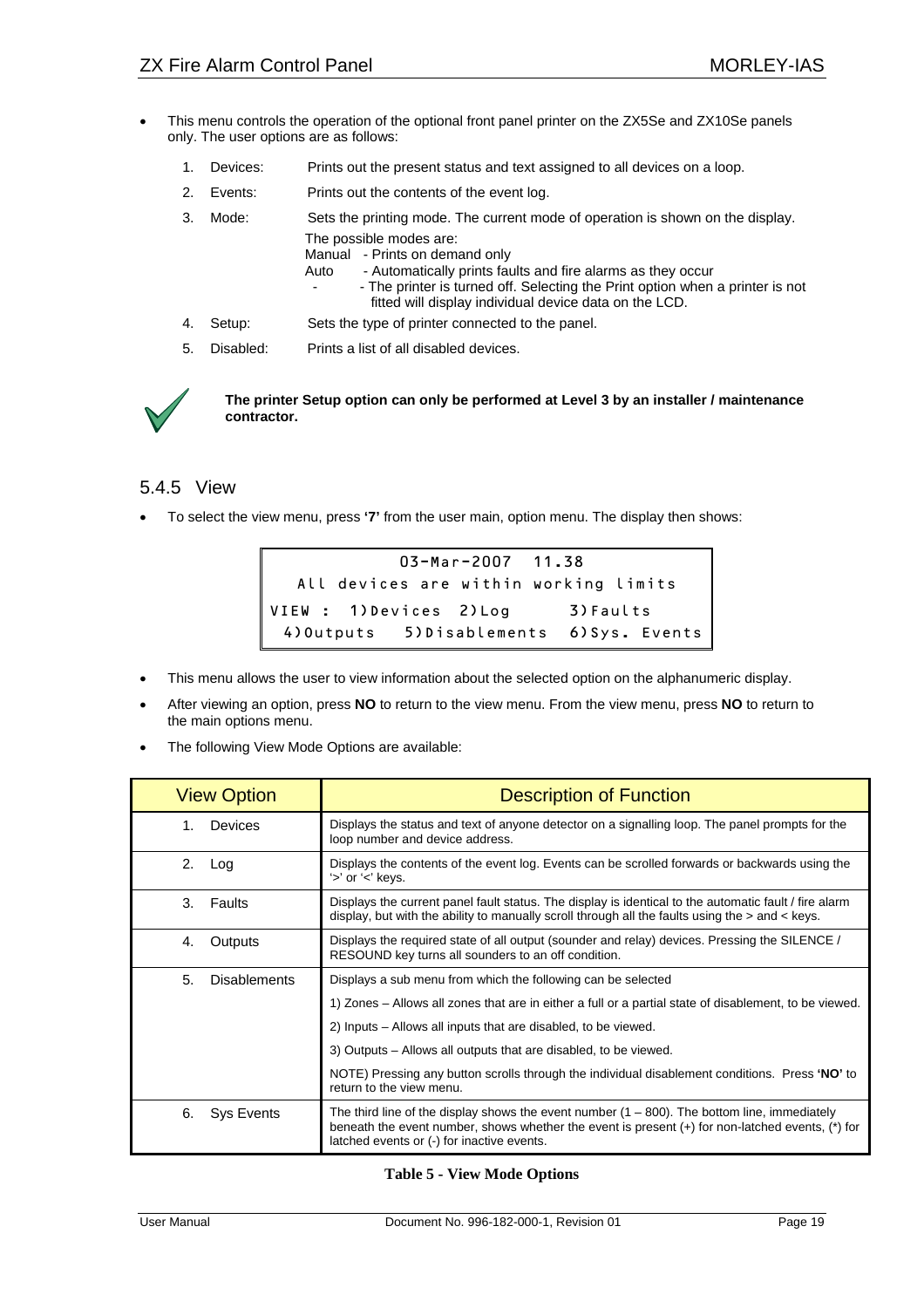- This menu controls the operation of the optional front panel printer on the ZX5Se and ZX10Se panels only. The user options are as follows:

  1. Devices: Prints out the present status and text assigned to all devices on a loop.
  2. Events: Prints out the contents of the event log.
  3. Mode: Sets the printing mode. The current mode of operation is shown on the display.
     The possible modes are:
     Manual - Prints on demand only
     Auto - Automatically prints faults and fire alarms as they occur
     \- - The printer is turned off. Selecting the Print option when a printer is not fitted will display individual device data on the LCD.
  4. Setup: Sets the type of printer connected to the panel.
  5. Disabled: Prints a list of all disabled devices.

**The printer Setup option can only be performed at Level 3 by an installer / maintenance contractor.**

## 5.4.5 View

- To select the view menu, press **'7'** from the user main, option menu. The display then shows:

```
             03-Mar-2007  11.38
  All devices are within working limits
VIEW :  1)Devices  2)Log       3)Faults
  4)Outputs   5)Disablements  6)Sys. Events
```

- This menu allows the user to view information about the selected option on the alphanumeric display.
- After viewing an option, press **NO** to return to the view menu. From the view menu, press **NO** to return to the main options menu.
- The following View Mode Options are available:

| View Option | Description of Function |
|---|---|
| 1. Devices | Displays the status and text of anyone detector on a signalling loop. The panel prompts for the loop number and device address. |
| 2. Log | Displays the contents of the event log. Events can be scrolled forwards or backwards using the '>' or '<' keys. |
| 3. Faults | Displays the current panel fault status. The display is identical to the automatic fault / fire alarm display, but with the ability to manually scroll through all the faults using the > and < keys. |
| 4. Outputs | Displays the required state of all output (sounder and relay) devices. Pressing the SILENCE / RESOUND key turns all sounders to an off condition. |
| 5. Disablements | Displays a sub menu from which the following can be selected<br>1) Zones – Allows all zones that are in either a full or a partial state of disablement, to be viewed.<br>2) Inputs – Allows all inputs that are disabled, to be viewed.<br>3) Outputs – Allows all outputs that are disabled, to be viewed.<br>NOTE) Pressing any button scrolls through the individual disablement conditions. Press **'NO'** to return to the view menu. |
| 6. Sys Events | The third line of the display shows the event number (1 – 800). The bottom line, immediately beneath the event number, shows whether the event is present (+) for non-latched events, (*) for latched events or (-) for inactive events. |

**Table 5 - View Mode Options**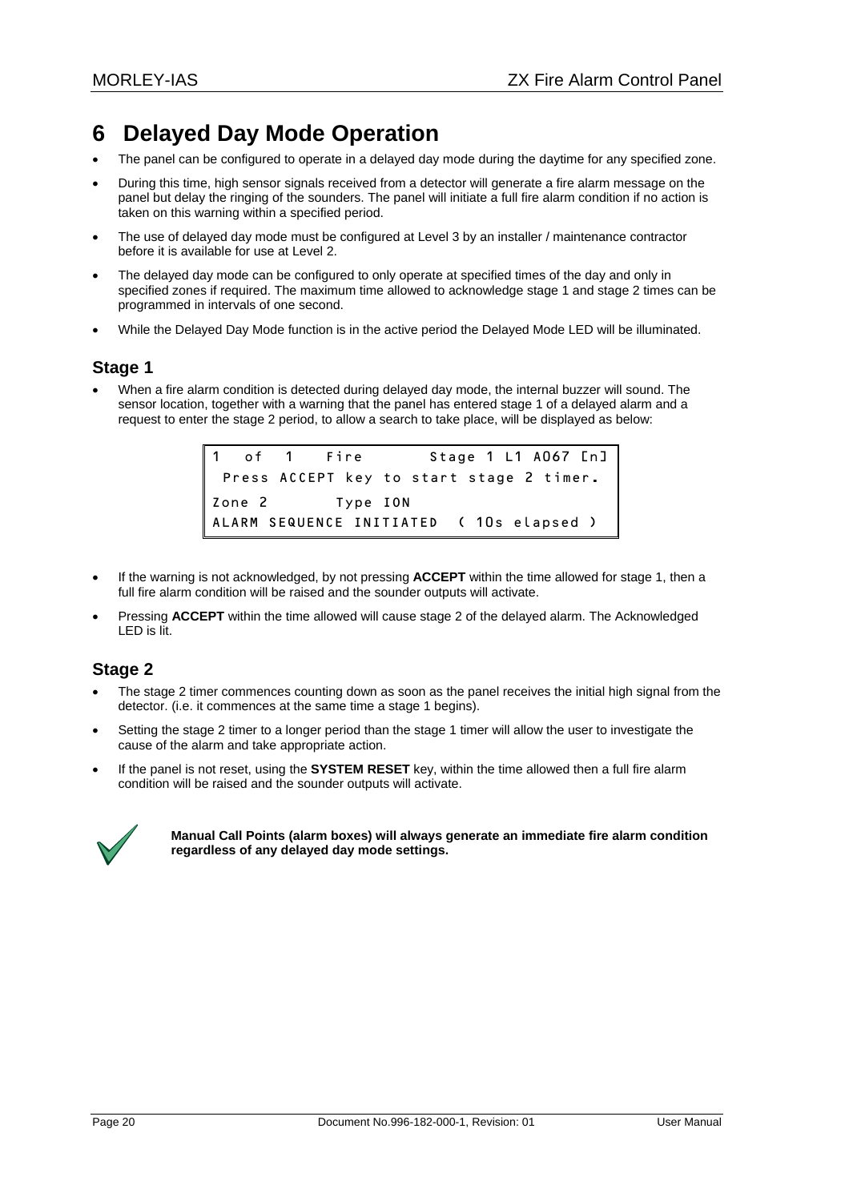# 6 Delayed Day Mode Operation

- The panel can be configured to operate in a delayed day mode during the daytime for any specified zone.
- During this time, high sensor signals received from a detector will generate a fire alarm message on the panel but delay the ringing of the sounders. The panel will initiate a full fire alarm condition if no action is taken on this warning within a specified period.
- The use of delayed day mode must be configured at Level 3 by an installer / maintenance contractor before it is available for use at Level 2.
- The delayed day mode can be configured to only operate at specified times of the day and only in specified zones if required. The maximum time allowed to acknowledge stage 1 and stage 2 times can be programmed in intervals of one second.
- While the Delayed Day Mode function is in the active period the Delayed Mode LED will be illuminated.

## Stage 1

- When a fire alarm condition is detected during delayed day mode, the internal buzzer will sound. The sensor location, together with a warning that the panel has entered stage 1 of a delayed alarm and a request to enter the stage 2 period, to allow a search to take place, will be displayed as below:

```
1  of  1   Fire      Stage 1 L1 A067 [n]
 Press ACCEPT key to start stage 2 timer.
Zone 2      Type ION
ALARM SEQUENCE INITIATED  ( 10s elapsed )
```

- If the warning is not acknowledged, by not pressing **ACCEPT** within the time allowed for stage 1, then a full fire alarm condition will be raised and the sounder outputs will activate.
- Pressing **ACCEPT** within the time allowed will cause stage 2 of the delayed alarm. The Acknowledged LED is lit.

## Stage 2

- The stage 2 timer commences counting down as soon as the panel receives the initial high signal from the detector. (i.e. it commences at the same time a stage 1 begins).
- Setting the stage 2 timer to a longer period than the stage 1 timer will allow the user to investigate the cause of the alarm and take appropriate action.
- If the panel is not reset, using the **SYSTEM RESET** key, within the time allowed then a full fire alarm condition will be raised and the sounder outputs will activate.

**Manual Call Points (alarm boxes) will always generate an immediate fire alarm condition regardless of any delayed day mode settings.**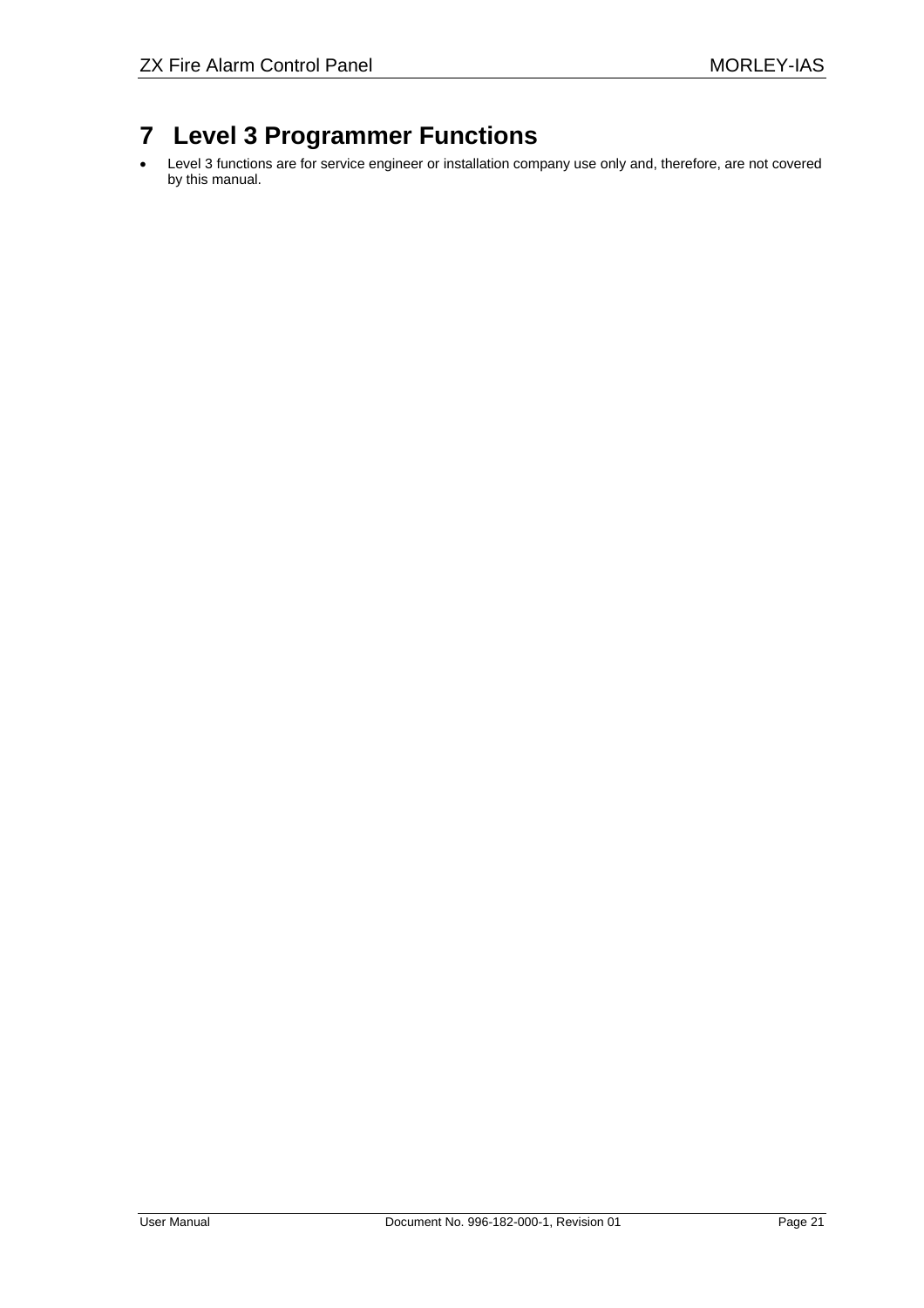# 7 Level 3 Programmer Functions

- Level 3 functions are for service engineer or installation company use only and, therefore, are not covered by this manual.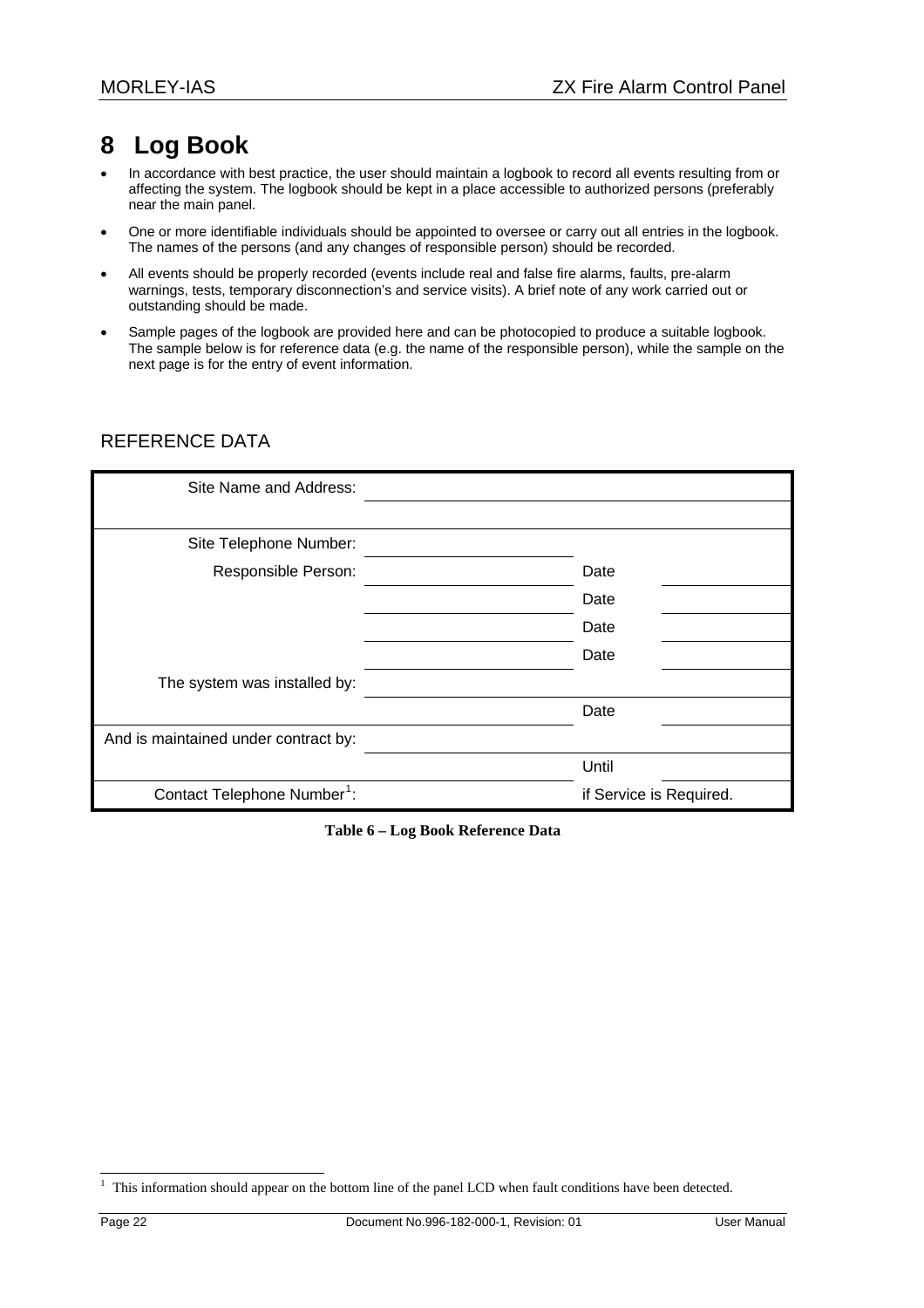# 8 Log Book

- In accordance with best practice, the user should maintain a logbook to record all events resulting from or affecting the system. The logbook should be kept in a place accessible to authorized persons (preferably near the main panel.
- One or more identifiable individuals should be appointed to oversee or carry out all entries in the logbook. The names of the persons (and any changes of responsible person) should be recorded.
- All events should be properly recorded (events include real and false fire alarms, faults, pre-alarm warnings, tests, temporary disconnection's and service visits). A brief note of any work carried out or outstanding should be made.
- Sample pages of the logbook are provided here and can be photocopied to produce a suitable logbook. The sample below is for reference data (e.g. the name of the responsible person), while the sample on the next page is for the entry of event information.

## REFERENCE DATA

| | | | |
|---|---|---|---|
| Site Name and Address: | | | |
| | | | |
| Site Telephone Number: | | | |
| Responsible Person: | | Date | |
| | | Date | |
| | | Date | |
| | | Date | |
| The system was installed by: | | | |
| | | Date | |
| And is maintained under contract by: | | | |
| | | Until | |
| Contact Telephone Number[1]: | | if Service is Required. | |

**Table 6 – Log Book Reference Data**

[1] This information should appear on the bottom line of the panel LCD when fault conditions have been detected.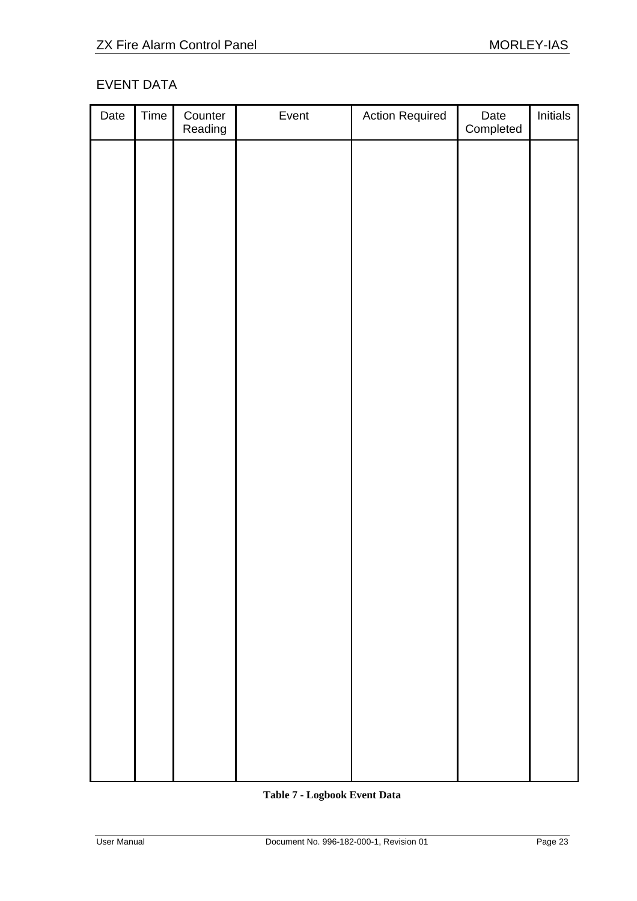## EVENT DATA

| Date | Time | Counter Reading | Event | Action Required | Date Completed | Initials |
|---|---|---|---|---|---|---|
| | | | | | | |

**Table 7 - Logbook Event Data**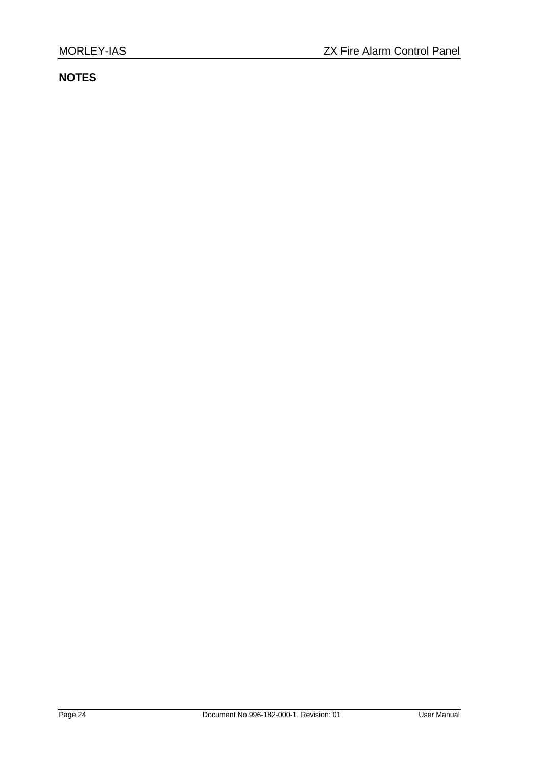**NOTES**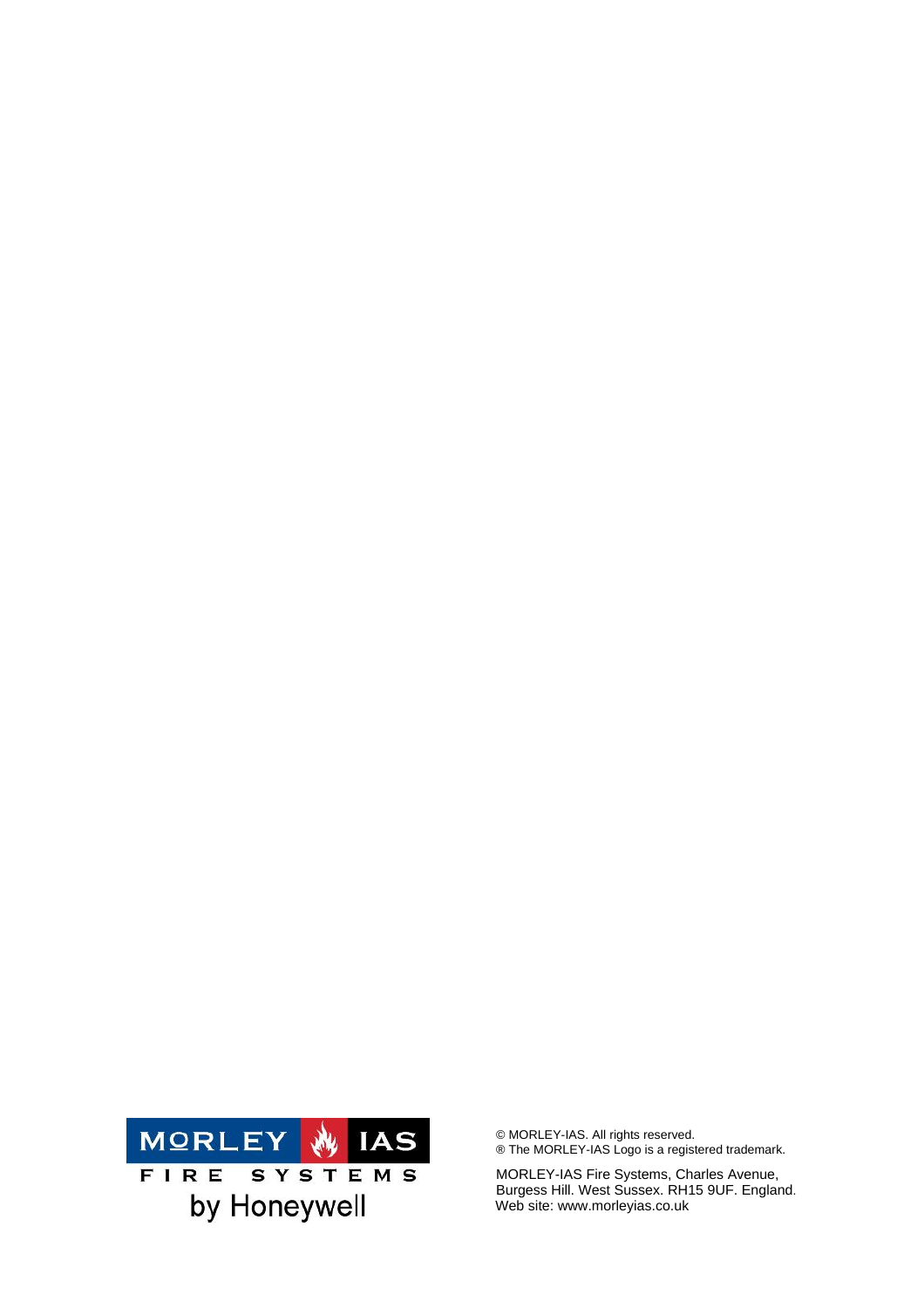MORLEY IAS

FIRE SYSTEMS

by Honeywell

© MORLEY-IAS. All rights reserved.
® The MORLEY-IAS Logo is a registered trademark.

MORLEY-IAS Fire Systems, Charles Avenue,
Burgess Hill. West Sussex. RH15 9UF. England.
Web site: www.morleyias.co.uk